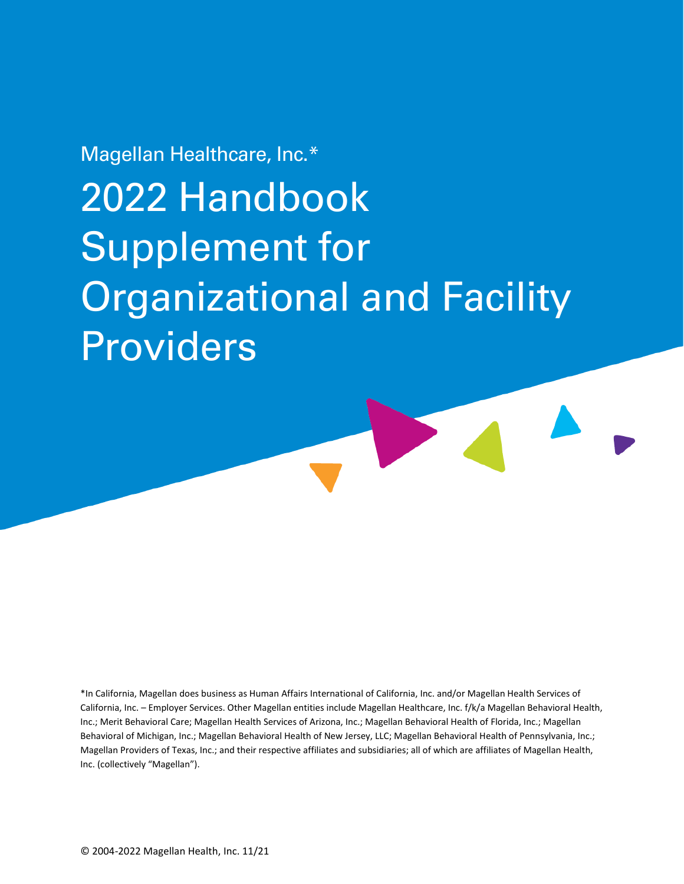Magellan Healthcare, Inc.*

# 2022 Handbook Supplement for Organizational and Facility Providers

*In California, Magellan does business as Human Affairs International of California, Inc. and/or Magellan Health Services of California, Inc. – Employer Services. Other Magellan entities include Magellan Healthcare, Inc. f/k/a Magellan Behavioral Health, Inc.; Merit Behavioral Care; Magellan Health Services of Arizona, Inc.; Magellan Behavioral Health of Florida, Inc.; Magellan Behavioral of Michigan, Inc.; Magellan Behavioral Health of New Jersey, LLC; Magellan Behavioral Health of Pennsylvania, Inc.; Magellan Providers of Texas, Inc.; and their respective affiliates and subsidiaries; all of which are affiliates of Magellan Health, Inc. (collectively "Magellan").

© 2004-2022 Magellan Health, Inc. 11/21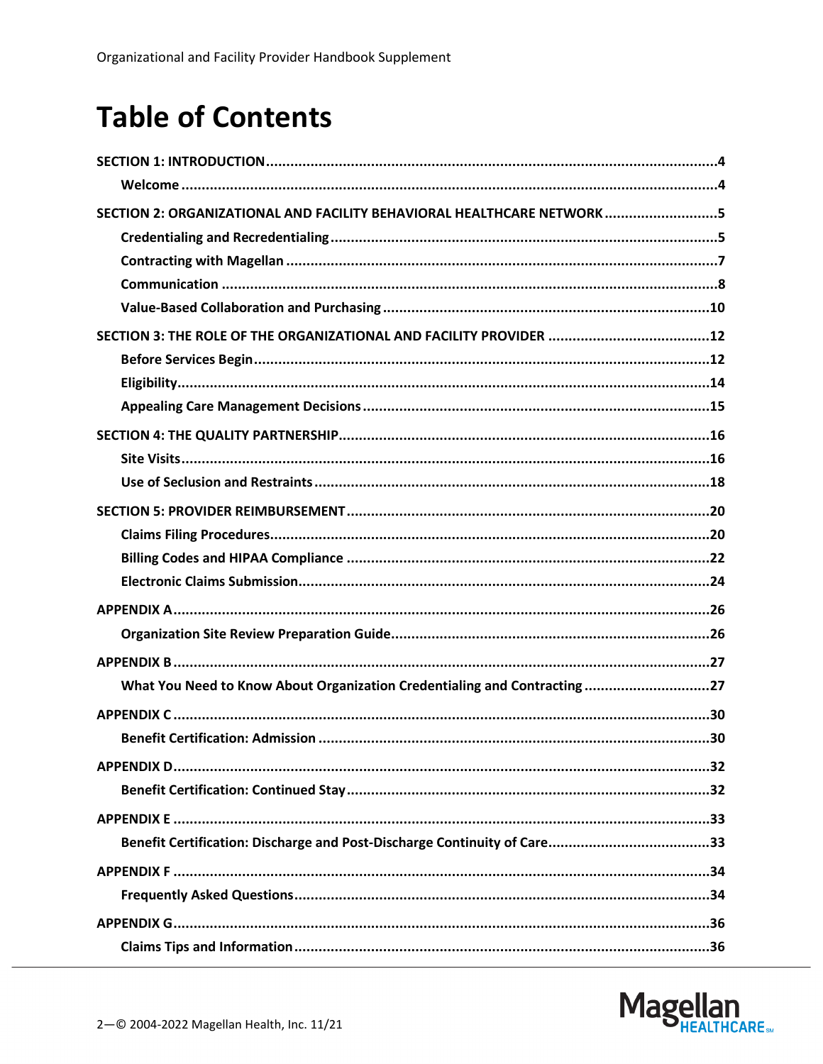# Table of Contents

**SECTION 1: INTRODUCTION** ..... 4

- **Welcome** ..... 4

**SECTION 2: ORGANIZATIONAL AND FACILITY BEHAVIORAL HEALTHCARE NETWORK** ..... 5

- **Credentialing and Recredentialing** ..... 5
- **Contracting with Magellan** ..... 7
- **Communication** ..... 8
- **Value-Based Collaboration and Purchasing** ..... 10

**SECTION 3: THE ROLE OF THE ORGANIZATIONAL AND FACILITY PROVIDER** ..... 12

- **Before Services Begin** ..... 12
- **Eligibility** ..... 14
- **Appealing Care Management Decisions** ..... 15

**SECTION 4: THE QUALITY PARTNERSHIP** ..... 16

- **Site Visits** ..... 16
- **Use of Seclusion and Restraints** ..... 18

**SECTION 5: PROVIDER REIMBURSEMENT** ..... 20

- **Claims Filing Procedures** ..... 20
- **Billing Codes and HIPAA Compliance** ..... 22
- **Electronic Claims Submission** ..... 24

**APPENDIX A** ..... 26

- **Organization Site Review Preparation Guide** ..... 26

**APPENDIX B** ..... 27

- **What You Need to Know About Organization Credentialing and Contracting** ..... 27

**APPENDIX C** ..... 30

- **Benefit Certification: Admission** ..... 30

**APPENDIX D** ..... 32

- **Benefit Certification: Continued Stay** ..... 32

**APPENDIX E** ..... 33

- **Benefit Certification: Discharge and Post-Discharge Continuity of Care** ..... 33

**APPENDIX F** ..... 34

- **Frequently Asked Questions** ..... 34

**APPENDIX G** ..... 36

- **Claims Tips and Information** ..... 36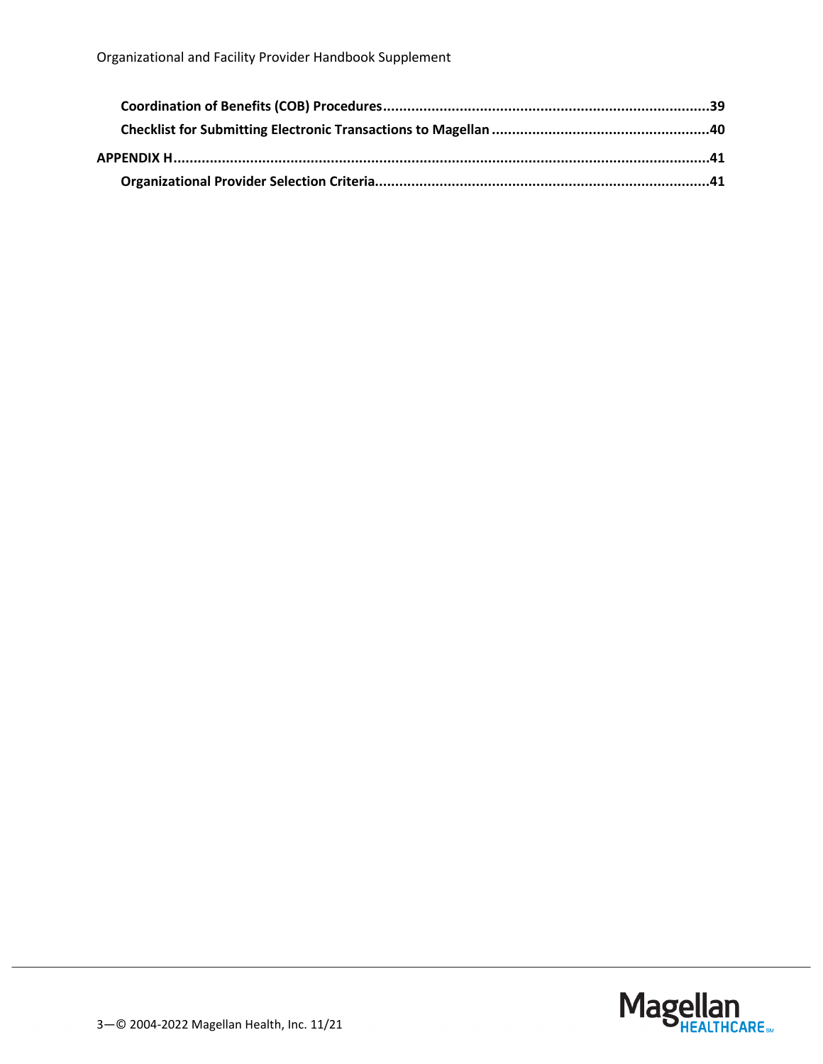**Coordination of Benefits (COB) Procedures** .......... 39

**Checklist for Submitting Electronic Transactions to Magellan** .......... 40

**APPENDIX H** .......... 41

**Organizational Provider Selection Criteria** .......... 41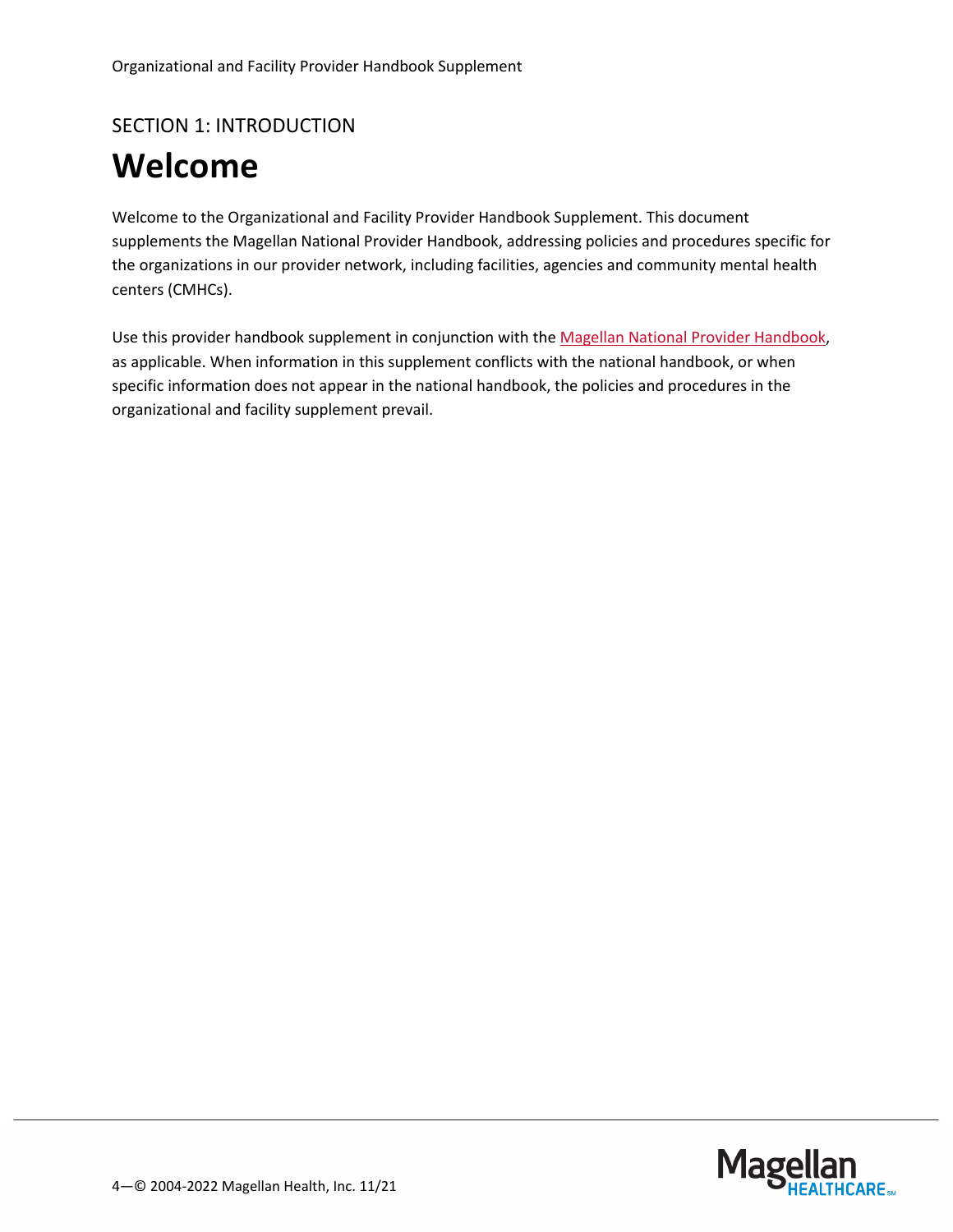SECTION 1: INTRODUCTION

# Welcome

Welcome to the Organizational and Facility Provider Handbook Supplement. This document supplements the Magellan National Provider Handbook, addressing policies and procedures specific for the organizations in our provider network, including facilities, agencies and community mental health centers (CMHCs).

Use this provider handbook supplement in conjunction with the Magellan National Provider Handbook, as applicable. When information in this supplement conflicts with the national handbook, or when specific information does not appear in the national handbook, the policies and procedures in the organizational and facility supplement prevail.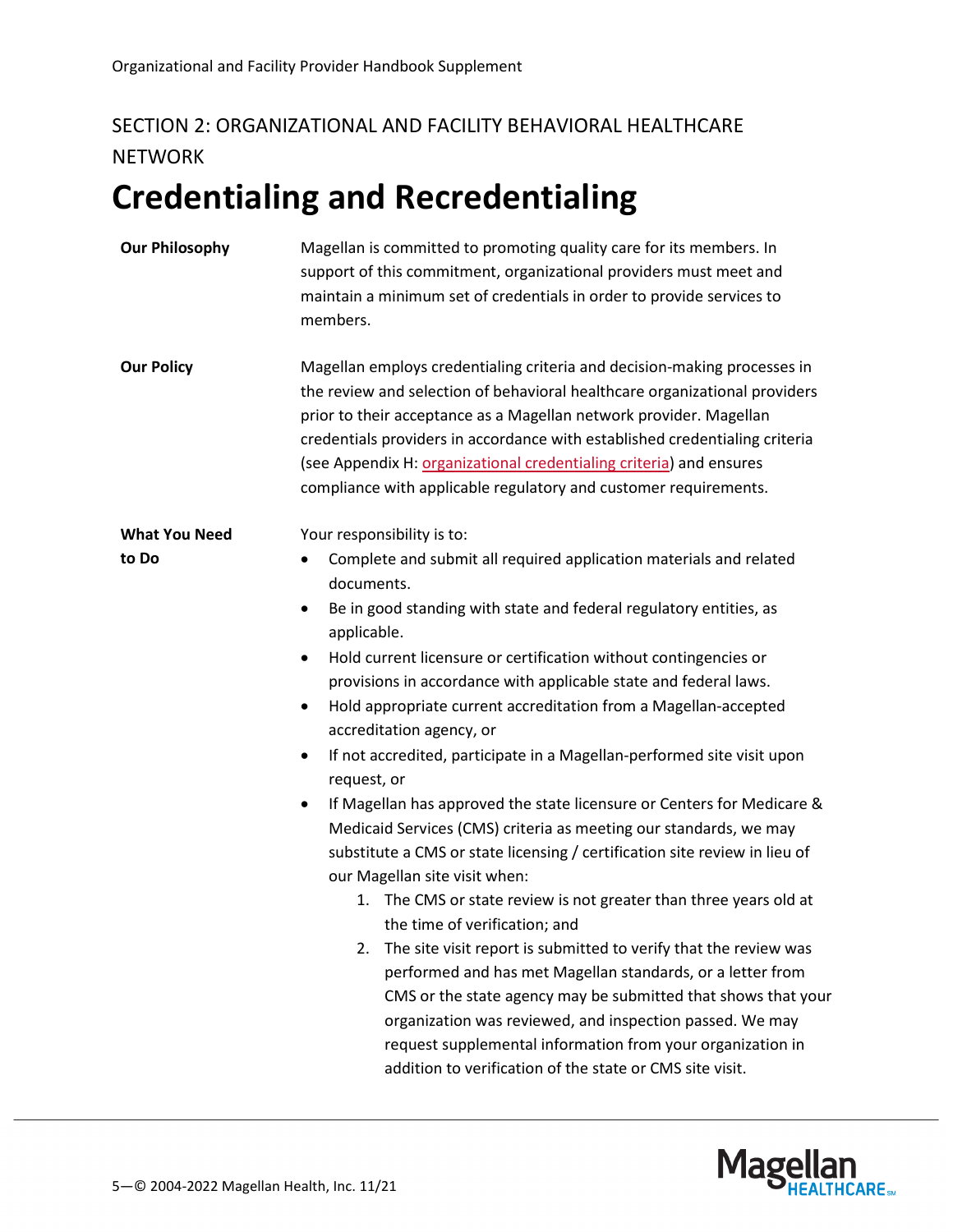SECTION 2: ORGANIZATIONAL AND FACILITY BEHAVIORAL HEALTHCARE NETWORK

# Credentialing and Recredentialing

**Our Philosophy**

Magellan is committed to promoting quality care for its members. In support of this commitment, organizational providers must meet and maintain a minimum set of credentials in order to provide services to members.

**Our Policy**

Magellan employs credentialing criteria and decision-making processes in the review and selection of behavioral healthcare organizational providers prior to their acceptance as a Magellan network provider. Magellan credentials providers in accordance with established credentialing criteria (see Appendix H: organizational credentialing criteria) and ensures compliance with applicable regulatory and customer requirements.

**What You Need to Do**

Your responsibility is to:

- Complete and submit all required application materials and related documents.
- Be in good standing with state and federal regulatory entities, as applicable.
- Hold current licensure or certification without contingencies or provisions in accordance with applicable state and federal laws.
- Hold appropriate current accreditation from a Magellan-accepted accreditation agency, or
- If not accredited, participate in a Magellan-performed site visit upon request, or
- If Magellan has approved the state licensure or Centers for Medicare & Medicaid Services (CMS) criteria as meeting our standards, we may substitute a CMS or state licensing / certification site review in lieu of our Magellan site visit when:
    1. The CMS or state review is not greater than three years old at the time of verification; and
    2. The site visit report is submitted to verify that the review was performed and has met Magellan standards, or a letter from CMS or the state agency may be submitted that shows that your organization was reviewed, and inspection passed. We may request supplemental information from your organization in addition to verification of the state or CMS site visit.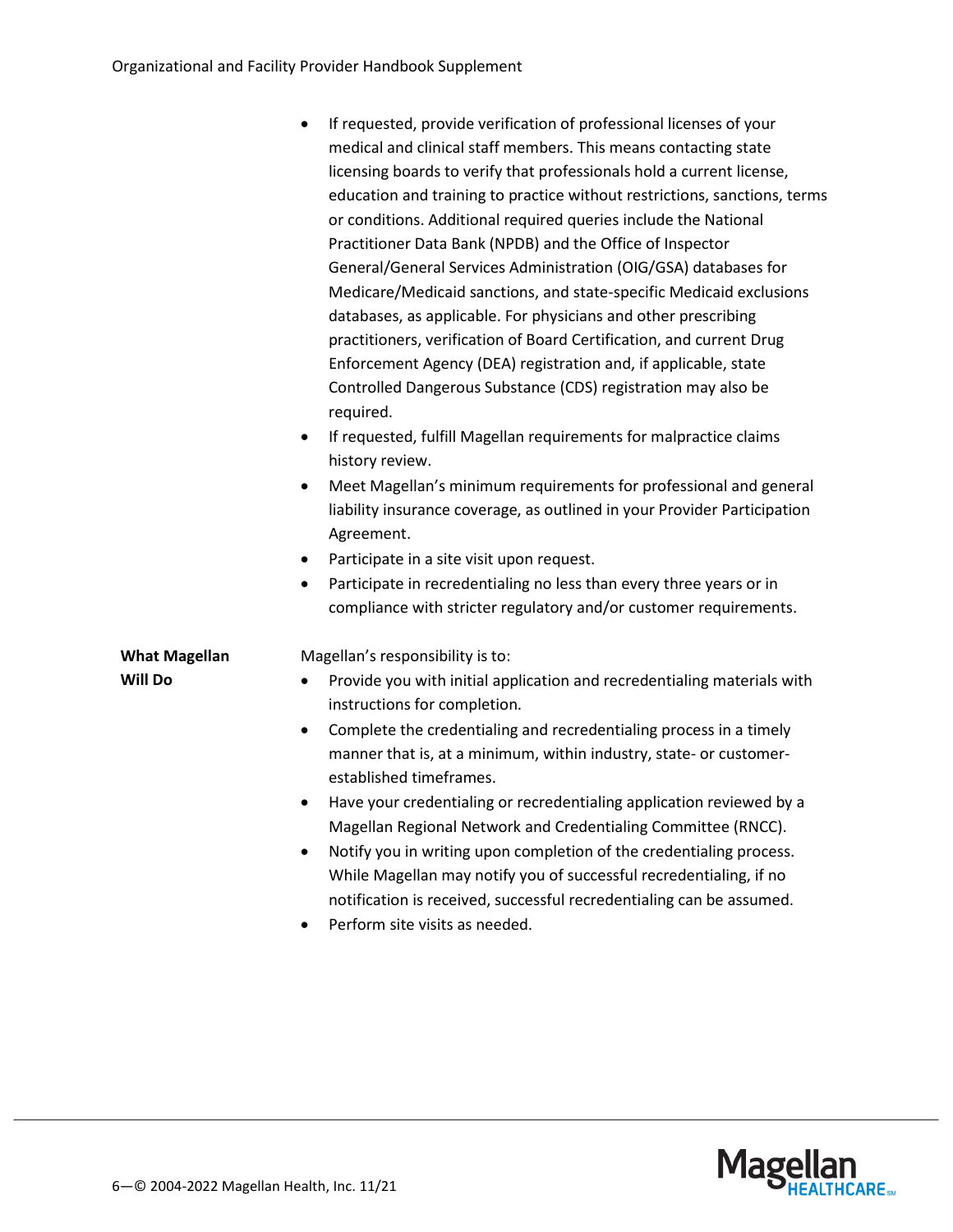- If requested, provide verification of professional licenses of your medical and clinical staff members. This means contacting state licensing boards to verify that professionals hold a current license, education and training to practice without restrictions, sanctions, terms or conditions. Additional required queries include the National Practitioner Data Bank (NPDB) and the Office of Inspector General/General Services Administration (OIG/GSA) databases for Medicare/Medicaid sanctions, and state-specific Medicaid exclusions databases, as applicable. For physicians and other prescribing practitioners, verification of Board Certification, and current Drug Enforcement Agency (DEA) registration and, if applicable, state Controlled Dangerous Substance (CDS) registration may also be required.
- If requested, fulfill Magellan requirements for malpractice claims history review.
- Meet Magellan's minimum requirements for professional and general liability insurance coverage, as outlined in your Provider Participation Agreement.
- Participate in a site visit upon request.
- Participate in recredentialing no less than every three years or in compliance with stricter regulatory and/or customer requirements.

**What Magellan Will Do**

Magellan's responsibility is to:

- Provide you with initial application and recredentialing materials with instructions for completion.
- Complete the credentialing and recredentialing process in a timely manner that is, at a minimum, within industry, state- or customer-established timeframes.
- Have your credentialing or recredentialing application reviewed by a Magellan Regional Network and Credentialing Committee (RNCC).
- Notify you in writing upon completion of the credentialing process. While Magellan may notify you of successful recredentialing, if no notification is received, successful recredentialing can be assumed.
- Perform site visits as needed.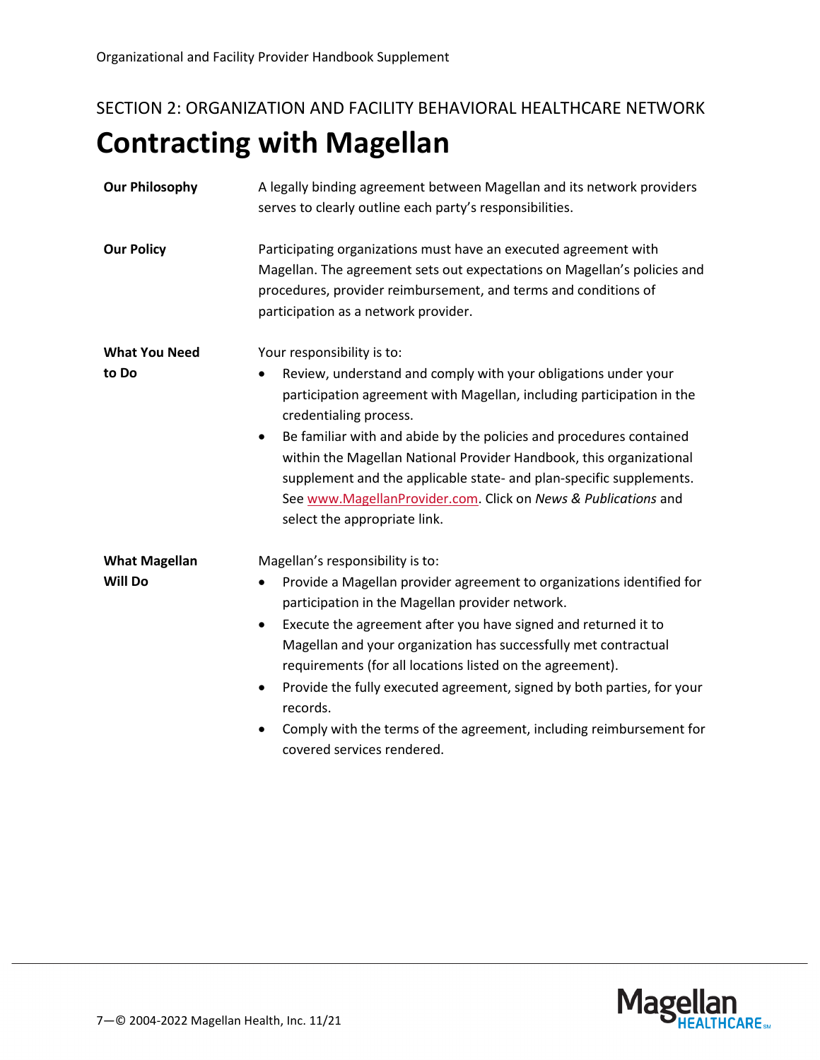SECTION 2: ORGANIZATION AND FACILITY BEHAVIORAL HEALTHCARE NETWORK

# Contracting with Magellan

**Our Philosophy**

A legally binding agreement between Magellan and its network providers serves to clearly outline each party's responsibilities.

**Our Policy**

Participating organizations must have an executed agreement with Magellan. The agreement sets out expectations on Magellan's policies and procedures, provider reimbursement, and terms and conditions of participation as a network provider.

**What You Need to Do**

Your responsibility is to:

- Review, understand and comply with your obligations under your participation agreement with Magellan, including participation in the credentialing process.
- Be familiar with and abide by the policies and procedures contained within the Magellan National Provider Handbook, this organizational supplement and the applicable state- and plan-specific supplements. See www.MagellanProvider.com. Click on *News & Publications* and select the appropriate link.

**What Magellan Will Do**

Magellan's responsibility is to:

- Provide a Magellan provider agreement to organizations identified for participation in the Magellan provider network.
- Execute the agreement after you have signed and returned it to Magellan and your organization has successfully met contractual requirements (for all locations listed on the agreement).
- Provide the fully executed agreement, signed by both parties, for your records.
- Comply with the terms of the agreement, including reimbursement for covered services rendered.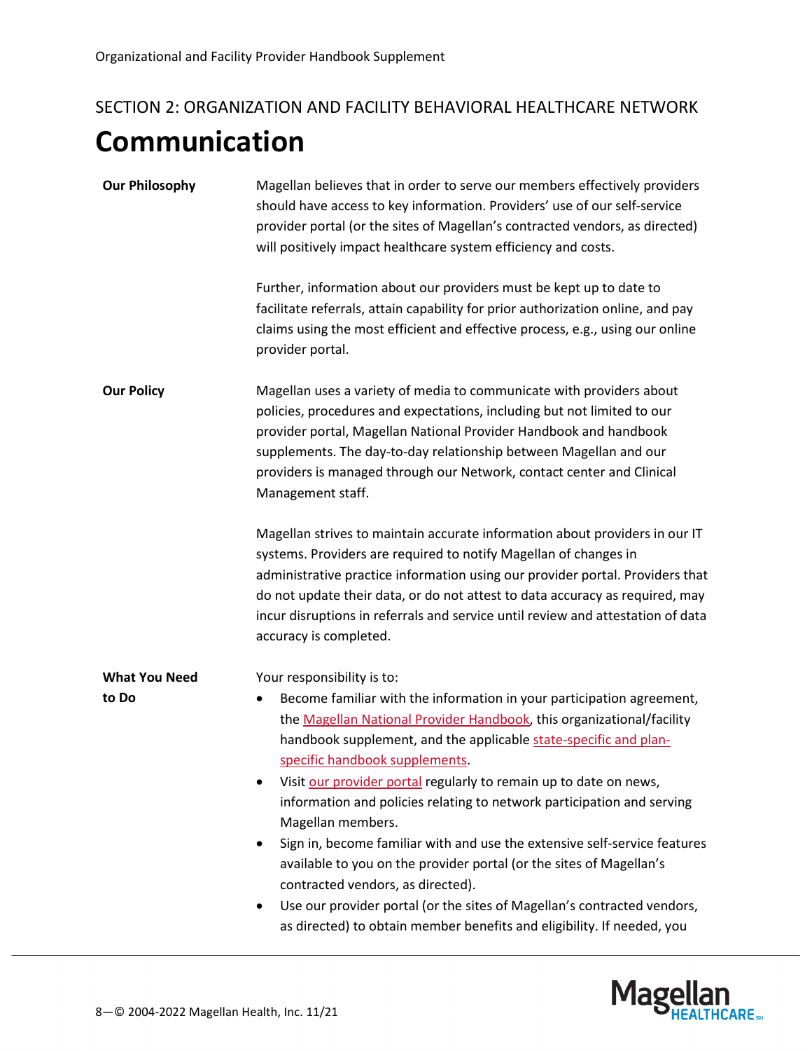SECTION 2: ORGANIZATION AND FACILITY BEHAVIORAL HEALTHCARE NETWORK

# Communication

**Our Philosophy**

Magellan believes that in order to serve our members effectively providers should have access to key information. Providers' use of our self-service provider portal (or the sites of Magellan's contracted vendors, as directed) will positively impact healthcare system efficiency and costs.

Further, information about our providers must be kept up to date to facilitate referrals, attain capability for prior authorization online, and pay claims using the most efficient and effective process, e.g., using our online provider portal.

**Our Policy**

Magellan uses a variety of media to communicate with providers about policies, procedures and expectations, including but not limited to our provider portal, Magellan National Provider Handbook and handbook supplements. The day-to-day relationship between Magellan and our providers is managed through our Network, contact center and Clinical Management staff.

Magellan strives to maintain accurate information about providers in our IT systems. Providers are required to notify Magellan of changes in administrative practice information using our provider portal. Providers that do not update their data, or do not attest to data accuracy as required, may incur disruptions in referrals and service until review and attestation of data accuracy is completed.

**What You Need to Do**

Your responsibility is to:

- Become familiar with the information in your participation agreement, the Magellan National Provider Handbook, this organizational/facility handbook supplement, and the applicable state-specific and plan-specific handbook supplements.
- Visit our provider portal regularly to remain up to date on news, information and policies relating to network participation and serving Magellan members.
- Sign in, become familiar with and use the extensive self-service features available to you on the provider portal (or the sites of Magellan's contracted vendors, as directed).
- Use our provider portal (or the sites of Magellan's contracted vendors, as directed) to obtain member benefits and eligibility. If needed, you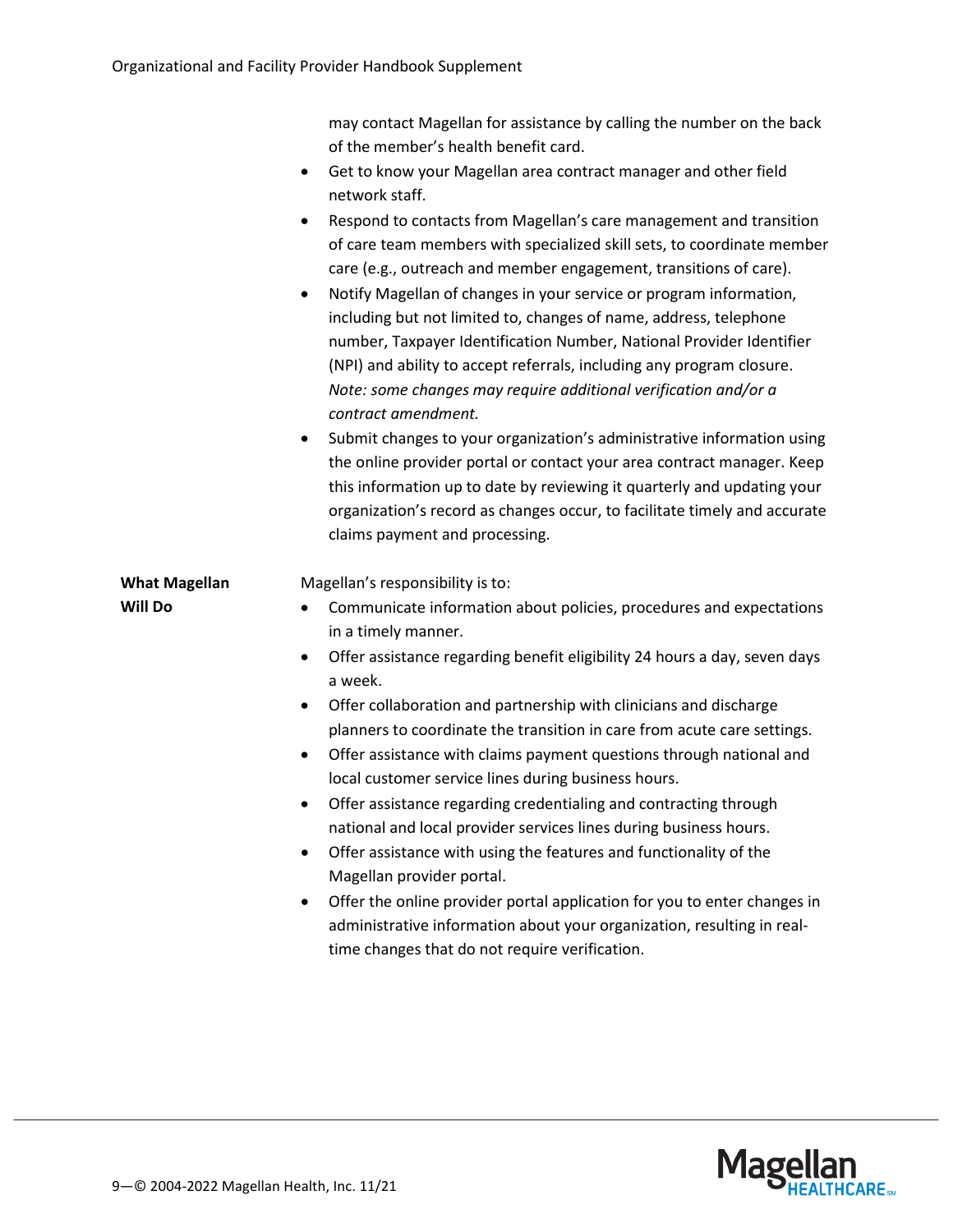may contact Magellan for assistance by calling the number on the back of the member's health benefit card.

- Get to know your Magellan area contract manager and other field network staff.
- Respond to contacts from Magellan's care management and transition of care team members with specialized skill sets, to coordinate member care (e.g., outreach and member engagement, transitions of care).
- Notify Magellan of changes in your service or program information, including but not limited to, changes of name, address, telephone number, Taxpayer Identification Number, National Provider Identifier (NPI) and ability to accept referrals, including any program closure. *Note: some changes may require additional verification and/or a contract amendment.*
- Submit changes to your organization's administrative information using the online provider portal or contact your area contract manager. Keep this information up to date by reviewing it quarterly and updating your organization's record as changes occur, to facilitate timely and accurate claims payment and processing.

**What Magellan Will Do**

Magellan's responsibility is to:

- Communicate information about policies, procedures and expectations in a timely manner.
- Offer assistance regarding benefit eligibility 24 hours a day, seven days a week.
- Offer collaboration and partnership with clinicians and discharge planners to coordinate the transition in care from acute care settings.
- Offer assistance with claims payment questions through national and local customer service lines during business hours.
- Offer assistance regarding credentialing and contracting through national and local provider services lines during business hours.
- Offer assistance with using the features and functionality of the Magellan provider portal.
- Offer the online provider portal application for you to enter changes in administrative information about your organization, resulting in real-time changes that do not require verification.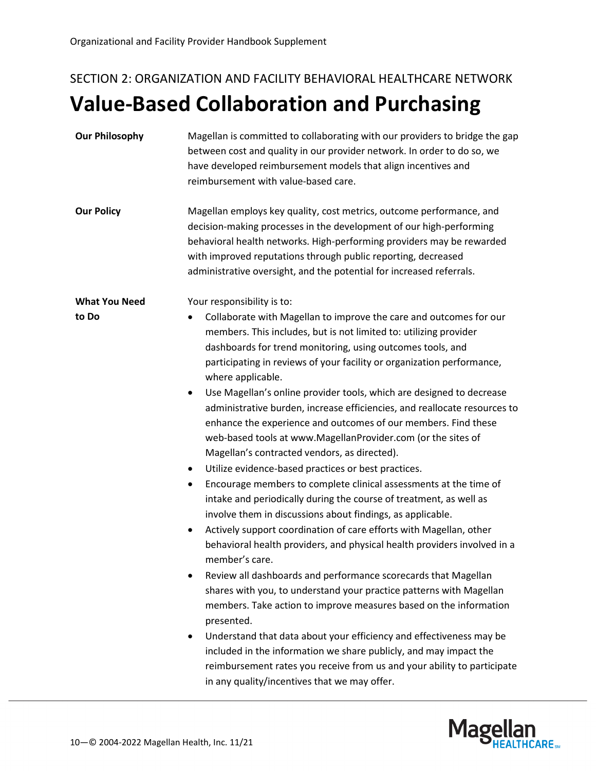SECTION 2: ORGANIZATION AND FACILITY BEHAVIORAL HEALTHCARE NETWORK

# Value-Based Collaboration and Purchasing

**Our Philosophy**

Magellan is committed to collaborating with our providers to bridge the gap between cost and quality in our provider network. In order to do so, we have developed reimbursement models that align incentives and reimbursement with value-based care.

**Our Policy**

Magellan employs key quality, cost metrics, outcome performance, and decision-making processes in the development of our high-performing behavioral health networks. High-performing providers may be rewarded with improved reputations through public reporting, decreased administrative oversight, and the potential for increased referrals.

**What You Need to Do**

Your responsibility is to:

- Collaborate with Magellan to improve the care and outcomes for our members. This includes, but is not limited to: utilizing provider dashboards for trend monitoring, using outcomes tools, and participating in reviews of your facility or organization performance, where applicable.
- Use Magellan's online provider tools, which are designed to decrease administrative burden, increase efficiencies, and reallocate resources to enhance the experience and outcomes of our members. Find these web-based tools at www.MagellanProvider.com (or the sites of Magellan's contracted vendors, as directed).
- Utilize evidence-based practices or best practices.
- Encourage members to complete clinical assessments at the time of intake and periodically during the course of treatment, as well as involve them in discussions about findings, as applicable.
- Actively support coordination of care efforts with Magellan, other behavioral health providers, and physical health providers involved in a member's care.
- Review all dashboards and performance scorecards that Magellan shares with you, to understand your practice patterns with Magellan members. Take action to improve measures based on the information presented.
- Understand that data about your efficiency and effectiveness may be included in the information we share publicly, and may impact the reimbursement rates you receive from us and your ability to participate in any quality/incentives that we may offer.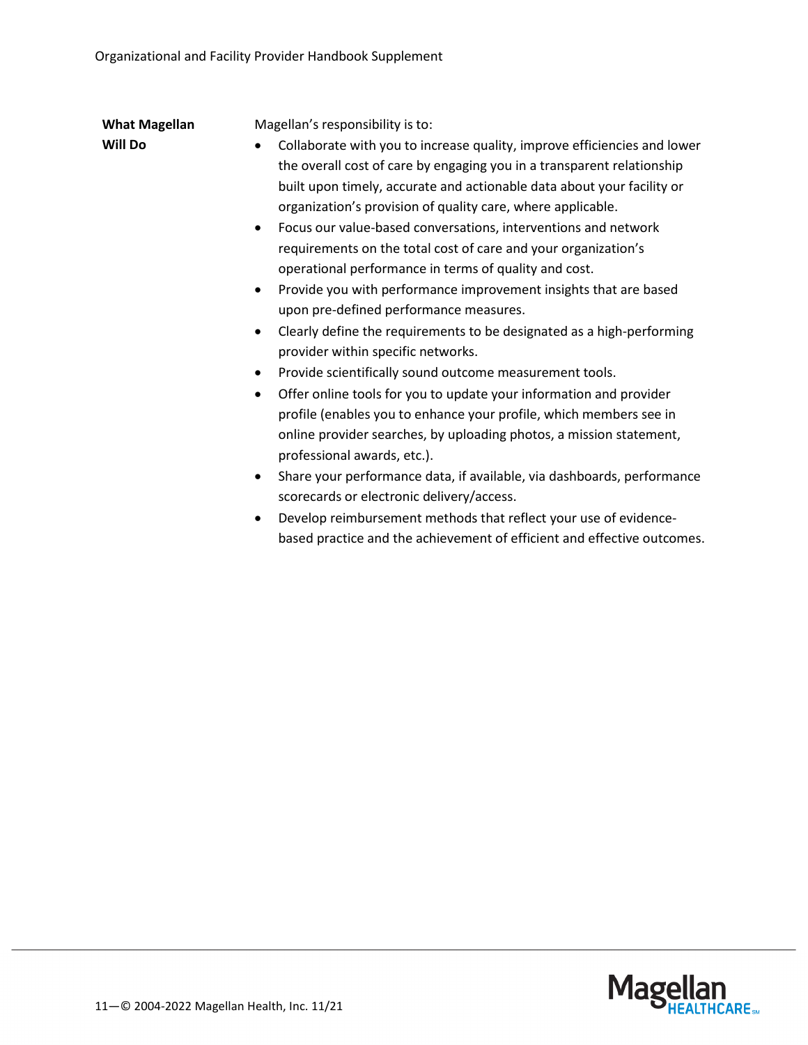**What Magellan Will Do**

Magellan's responsibility is to:

- Collaborate with you to increase quality, improve efficiencies and lower the overall cost of care by engaging you in a transparent relationship built upon timely, accurate and actionable data about your facility or organization's provision of quality care, where applicable.
- Focus our value-based conversations, interventions and network requirements on the total cost of care and your organization's operational performance in terms of quality and cost.
- Provide you with performance improvement insights that are based upon pre-defined performance measures.
- Clearly define the requirements to be designated as a high-performing provider within specific networks.
- Provide scientifically sound outcome measurement tools.
- Offer online tools for you to update your information and provider profile (enables you to enhance your profile, which members see in online provider searches, by uploading photos, a mission statement, professional awards, etc.).
- Share your performance data, if available, via dashboards, performance scorecards or electronic delivery/access.
- Develop reimbursement methods that reflect your use of evidence-based practice and the achievement of efficient and effective outcomes.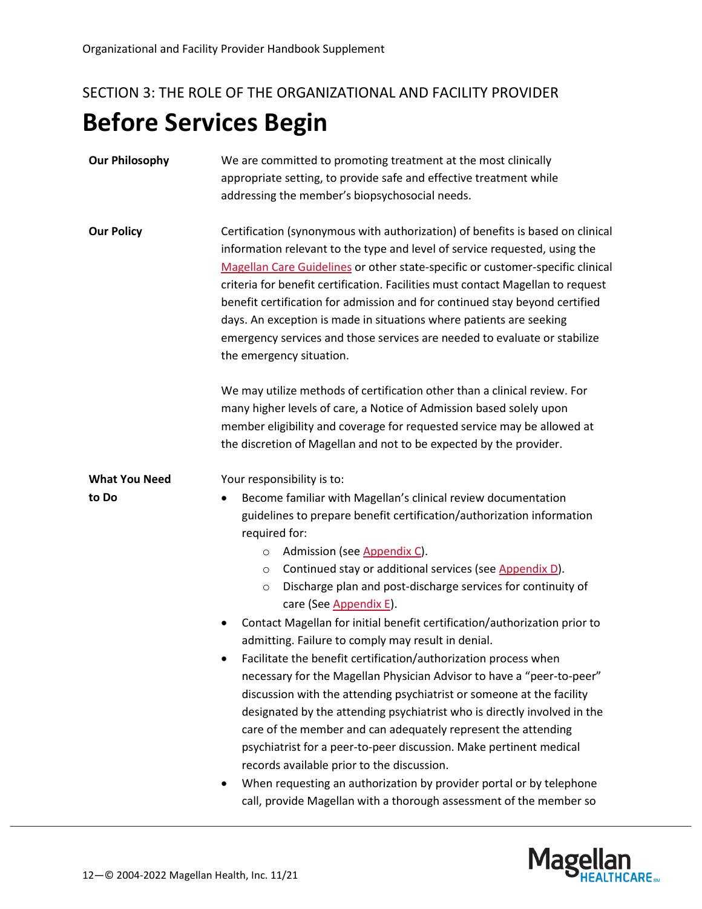SECTION 3: THE ROLE OF THE ORGANIZATIONAL AND FACILITY PROVIDER

# Before Services Begin

**Our Philosophy**

We are committed to promoting treatment at the most clinically appropriate setting, to provide safe and effective treatment while addressing the member's biopsychosocial needs.

**Our Policy**

Certification (synonymous with authorization) of benefits is based on clinical information relevant to the type and level of service requested, using the Magellan Care Guidelines or other state-specific or customer-specific clinical criteria for benefit certification. Facilities must contact Magellan to request benefit certification for admission and for continued stay beyond certified days. An exception is made in situations where patients are seeking emergency services and those services are needed to evaluate or stabilize the emergency situation.

We may utilize methods of certification other than a clinical review. For many higher levels of care, a Notice of Admission based solely upon member eligibility and coverage for requested service may be allowed at the discretion of Magellan and not to be expected by the provider.

**What You Need to Do**

Your responsibility is to:

- Become familiar with Magellan's clinical review documentation guidelines to prepare benefit certification/authorization information required for:
  - Admission (see Appendix C).
  - Continued stay or additional services (see Appendix D).
  - Discharge plan and post-discharge services for continuity of care (See Appendix E).
- Contact Magellan for initial benefit certification/authorization prior to admitting. Failure to comply may result in denial.
- Facilitate the benefit certification/authorization process when necessary for the Magellan Physician Advisor to have a "peer-to-peer" discussion with the attending psychiatrist or someone at the facility designated by the attending psychiatrist who is directly involved in the care of the member and can adequately represent the attending psychiatrist for a peer-to-peer discussion. Make pertinent medical records available prior to the discussion.
- When requesting an authorization by provider portal or by telephone call, provide Magellan with a thorough assessment of the member so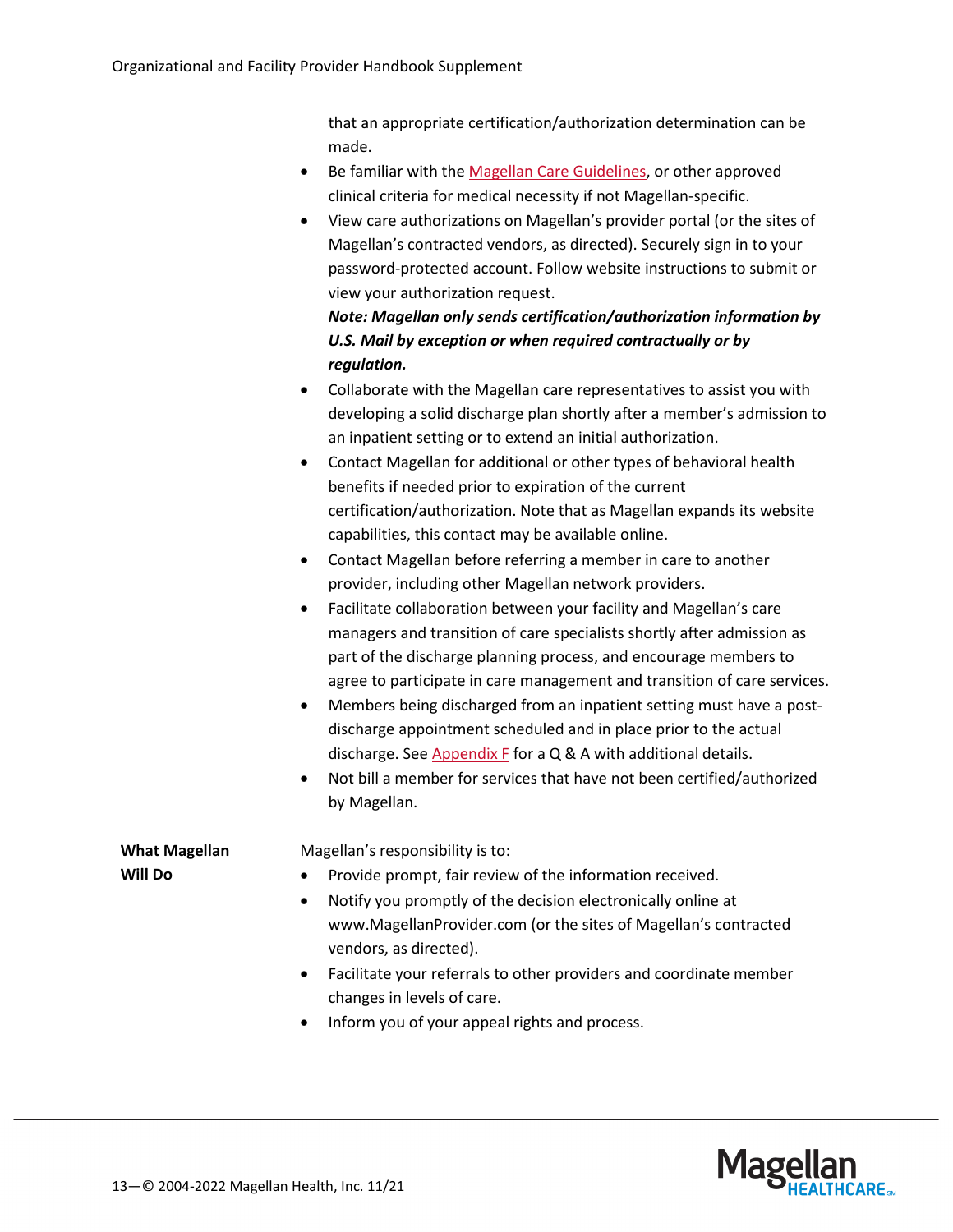that an appropriate certification/authorization determination can be made.

- Be familiar with the Magellan Care Guidelines, or other approved clinical criteria for medical necessity if not Magellan-specific.
- View care authorizations on Magellan's provider portal (or the sites of Magellan's contracted vendors, as directed). Securely sign in to your password-protected account. Follow website instructions to submit or view your authorization request.
  ***Note: Magellan only sends certification/authorization information by U.S. Mail by exception or when required contractually or by regulation.***
- Collaborate with the Magellan care representatives to assist you with developing a solid discharge plan shortly after a member's admission to an inpatient setting or to extend an initial authorization.
- Contact Magellan for additional or other types of behavioral health benefits if needed prior to expiration of the current certification/authorization. Note that as Magellan expands its website capabilities, this contact may be available online.
- Contact Magellan before referring a member in care to another provider, including other Magellan network providers.
- Facilitate collaboration between your facility and Magellan's care managers and transition of care specialists shortly after admission as part of the discharge planning process, and encourage members to agree to participate in care management and transition of care services.
- Members being discharged from an inpatient setting must have a post-discharge appointment scheduled and in place prior to the actual discharge. See Appendix F for a Q & A with additional details.
- Not bill a member for services that have not been certified/authorized by Magellan.

**What Magellan Will Do**

Magellan's responsibility is to:

- Provide prompt, fair review of the information received.
- Notify you promptly of the decision electronically online at www.MagellanProvider.com (or the sites of Magellan's contracted vendors, as directed).
- Facilitate your referrals to other providers and coordinate member changes in levels of care.
- Inform you of your appeal rights and process.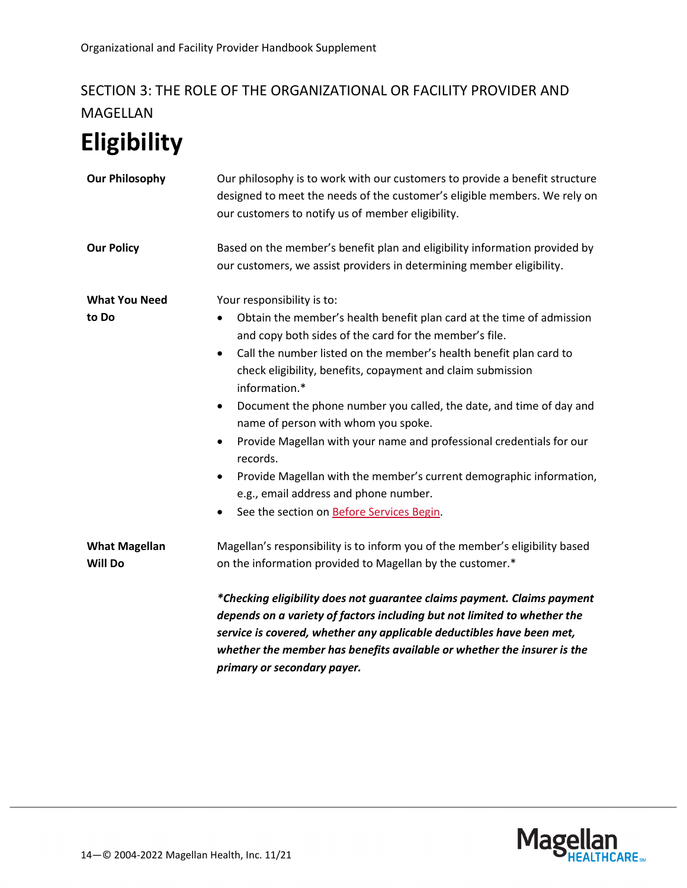SECTION 3: THE ROLE OF THE ORGANIZATIONAL OR FACILITY PROVIDER AND MAGELLAN

# Eligibility

**Our Philosophy**

Our philosophy is to work with our customers to provide a benefit structure designed to meet the needs of the customer's eligible members. We rely on our customers to notify us of member eligibility.

**Our Policy**

Based on the member's benefit plan and eligibility information provided by our customers, we assist providers in determining member eligibility.

**What You Need to Do**

Your responsibility is to:

- Obtain the member's health benefit plan card at the time of admission and copy both sides of the card for the member's file.
- Call the number listed on the member's health benefit plan card to check eligibility, benefits, copayment and claim submission information.*
- Document the phone number you called, the date, and time of day and name of person with whom you spoke.
- Provide Magellan with your name and professional credentials for our records.
- Provide Magellan with the member's current demographic information, e.g., email address and phone number.
- See the section on Before Services Begin.

**What Magellan Will Do**

Magellan's responsibility is to inform you of the member's eligibility based on the information provided to Magellan by the customer.*

***Checking eligibility does not guarantee claims payment. Claims payment depends on a variety of factors including but not limited to whether the service is covered, whether any applicable deductibles have been met, whether the member has benefits available or whether the insurer is the primary or secondary payer.***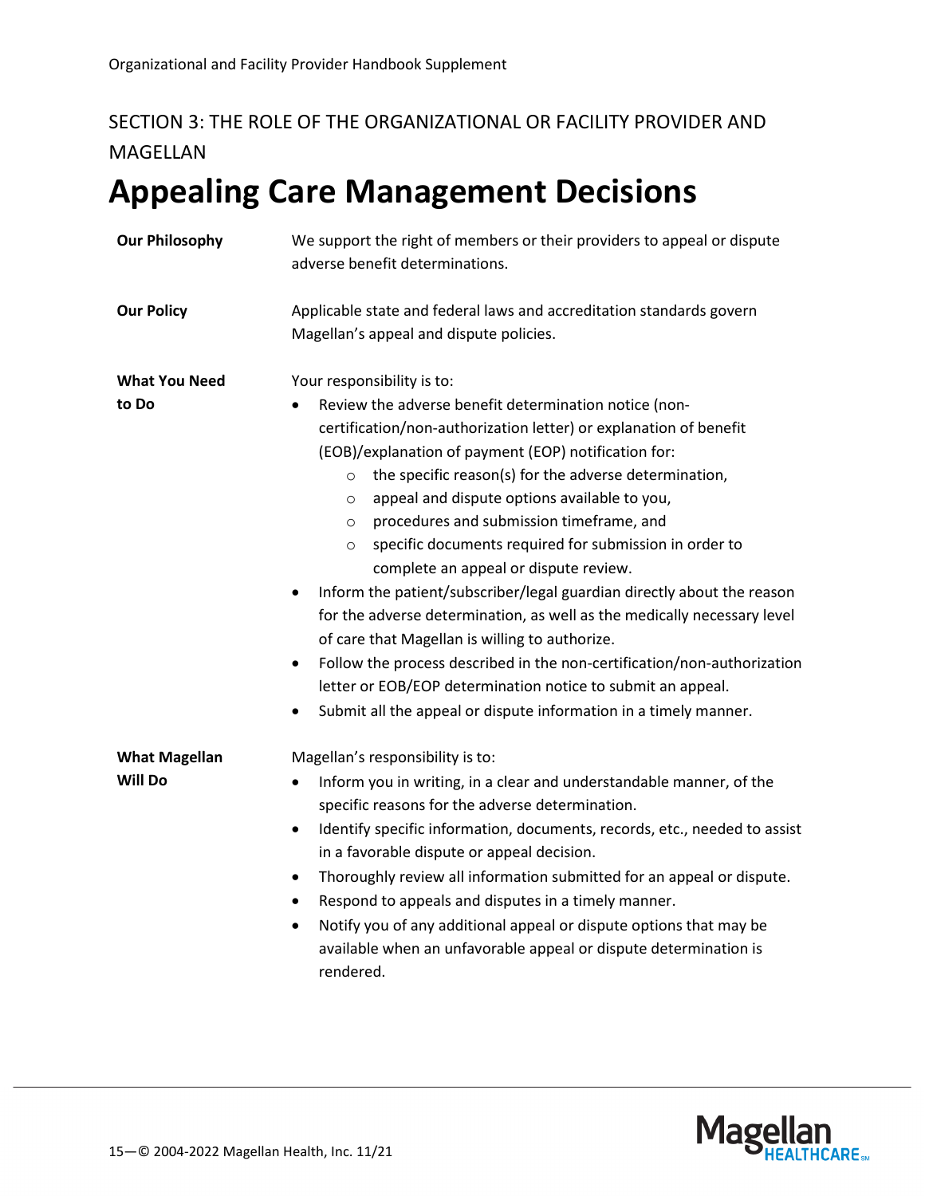SECTION 3: THE ROLE OF THE ORGANIZATIONAL OR FACILITY PROVIDER AND MAGELLAN

# Appealing Care Management Decisions

**Our Philosophy**

We support the right of members or their providers to appeal or dispute adverse benefit determinations.

**Our Policy**

Applicable state and federal laws and accreditation standards govern Magellan's appeal and dispute policies.

**What You Need to Do**

Your responsibility is to:

- Review the adverse benefit determination notice (non-certification/non-authorization letter) or explanation of benefit (EOB)/explanation of payment (EOP) notification for:
  - the specific reason(s) for the adverse determination,
  - appeal and dispute options available to you,
  - procedures and submission timeframe, and
  - specific documents required for submission in order to complete an appeal or dispute review.
- Inform the patient/subscriber/legal guardian directly about the reason for the adverse determination, as well as the medically necessary level of care that Magellan is willing to authorize.
- Follow the process described in the non-certification/non-authorization letter or EOB/EOP determination notice to submit an appeal.
- Submit all the appeal or dispute information in a timely manner.

**What Magellan Will Do**

Magellan's responsibility is to:

- Inform you in writing, in a clear and understandable manner, of the specific reasons for the adverse determination.
- Identify specific information, documents, records, etc., needed to assist in a favorable dispute or appeal decision.
- Thoroughly review all information submitted for an appeal or dispute.
- Respond to appeals and disputes in a timely manner.
- Notify you of any additional appeal or dispute options that may be available when an unfavorable appeal or dispute determination is rendered.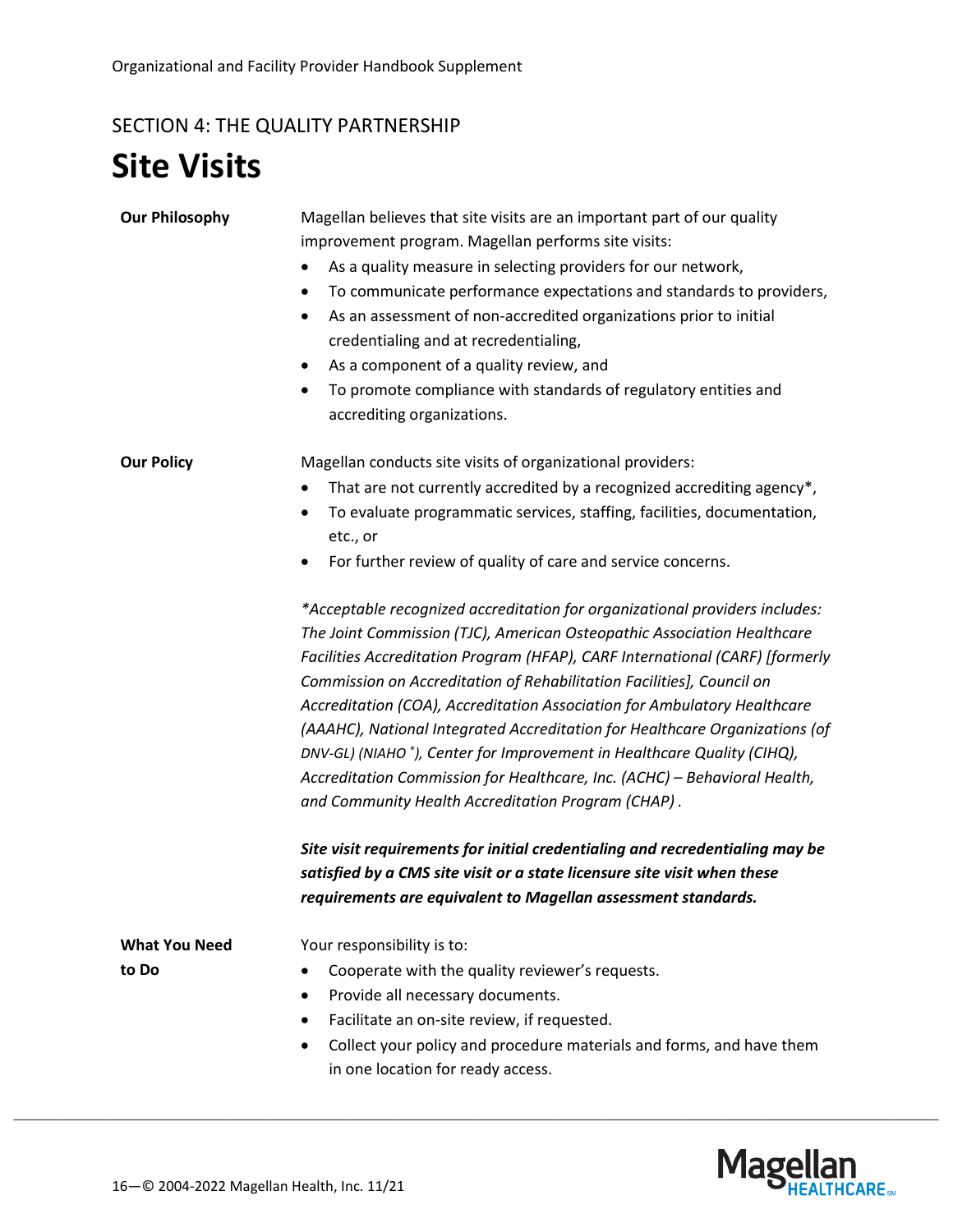SECTION 4: THE QUALITY PARTNERSHIP

# Site Visits

**Our Philosophy**

Magellan believes that site visits are an important part of our quality improvement program. Magellan performs site visits:

- As a quality measure in selecting providers for our network,
- To communicate performance expectations and standards to providers,
- As an assessment of non-accredited organizations prior to initial credentialing and at recredentialing,
- As a component of a quality review, and
- To promote compliance with standards of regulatory entities and accrediting organizations.

**Our Policy**

Magellan conducts site visits of organizational providers:

- That are not currently accredited by a recognized accrediting agency*,
- To evaluate programmatic services, staffing, facilities, documentation, etc., or
- For further review of quality of care and service concerns.

*\*Acceptable recognized accreditation for organizational providers includes: The Joint Commission (TJC), American Osteopathic Association Healthcare Facilities Accreditation Program (HFAP), CARF International (CARF) [formerly Commission on Accreditation of Rehabilitation Facilities], Council on Accreditation (COA), Accreditation Association for Ambulatory Healthcare (AAAHC), National Integrated Accreditation for Healthcare Organizations (of DNV-GL) (NIAHO®), Center for Improvement in Healthcare Quality (CIHQ), Accreditation Commission for Healthcare, Inc. (ACHC) – Behavioral Health, and Community Health Accreditation Program (CHAP).*

***Site visit requirements for initial credentialing and recredentialing may be satisfied by a CMS site visit or a state licensure site visit when these requirements are equivalent to Magellan assessment standards.***

**What You Need to Do**

Your responsibility is to:

- Cooperate with the quality reviewer's requests.
- Provide all necessary documents.
- Facilitate an on-site review, if requested.
- Collect your policy and procedure materials and forms, and have them in one location for ready access.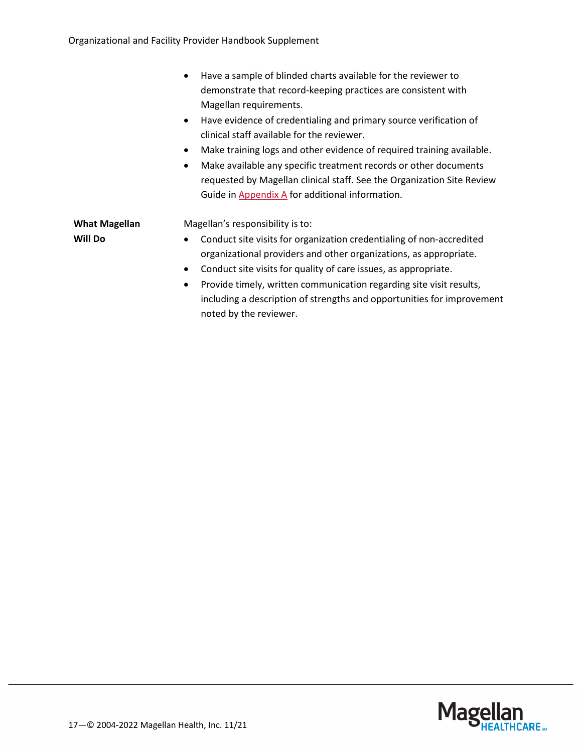- Have a sample of blinded charts available for the reviewer to demonstrate that record-keeping practices are consistent with Magellan requirements.
- Have evidence of credentialing and primary source verification of clinical staff available for the reviewer.
- Make training logs and other evidence of required training available.
- Make available any specific treatment records or other documents requested by Magellan clinical staff. See the Organization Site Review Guide in Appendix A for additional information.

**What Magellan Will Do**

Magellan's responsibility is to:

- Conduct site visits for organization credentialing of non-accredited organizational providers and other organizations, as appropriate.
- Conduct site visits for quality of care issues, as appropriate.
- Provide timely, written communication regarding site visit results, including a description of strengths and opportunities for improvement noted by the reviewer.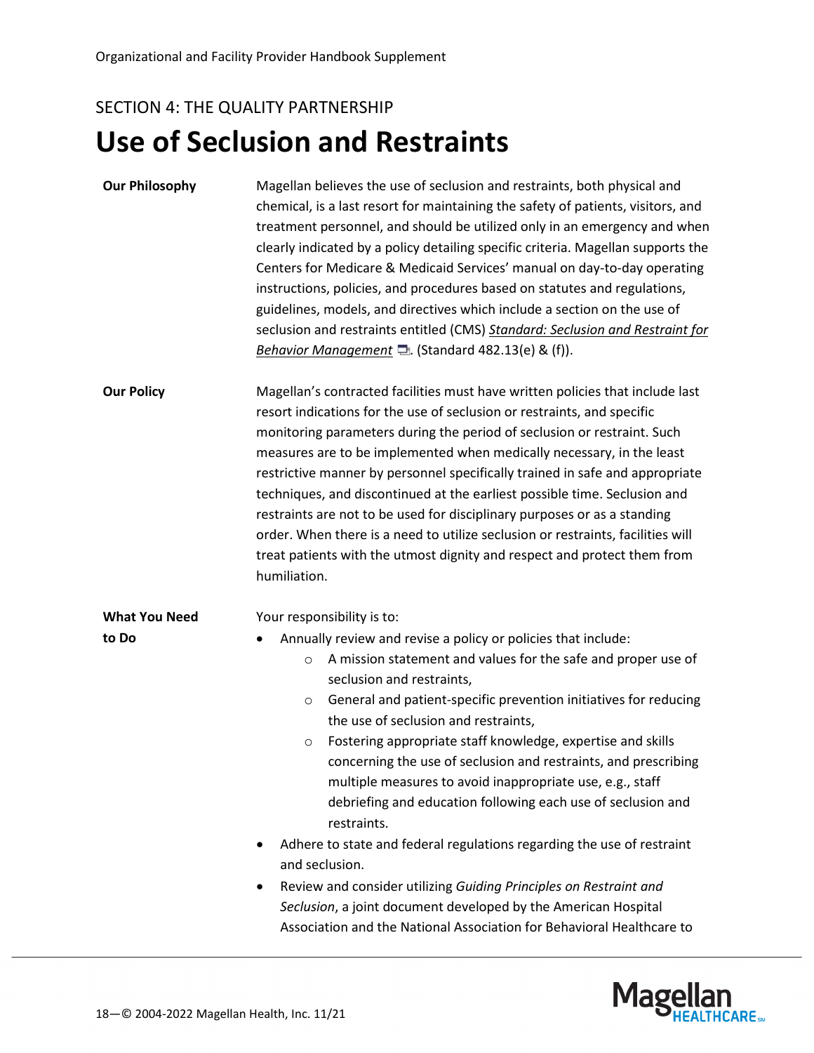SECTION 4: THE QUALITY PARTNERSHIP

# Use of Seclusion and Restraints

**Our Philosophy**

Magellan believes the use of seclusion and restraints, both physical and chemical, is a last resort for maintaining the safety of patients, visitors, and treatment personnel, and should be utilized only in an emergency and when clearly indicated by a policy detailing specific criteria. Magellan supports the Centers for Medicare & Medicaid Services' manual on day-to-day operating instructions, policies, and procedures based on statutes and regulations, guidelines, models, and directives which include a section on the use of seclusion and restraints entitled (CMS) *Standard: Seclusion and Restraint for Behavior Management*. (Standard 482.13(e) & (f)).

**Our Policy**

Magellan's contracted facilities must have written policies that include last resort indications for the use of seclusion or restraints, and specific monitoring parameters during the period of seclusion or restraint. Such measures are to be implemented when medically necessary, in the least restrictive manner by personnel specifically trained in safe and appropriate techniques, and discontinued at the earliest possible time. Seclusion and restraints are not to be used for disciplinary purposes or as a standing order. When there is a need to utilize seclusion or restraints, facilities will treat patients with the utmost dignity and respect and protect them from humiliation.

**What You Need to Do**

Your responsibility is to:

- Annually review and revise a policy or policies that include:
  - A mission statement and values for the safe and proper use of seclusion and restraints,
  - General and patient-specific prevention initiatives for reducing the use of seclusion and restraints,
  - Fostering appropriate staff knowledge, expertise and skills concerning the use of seclusion and restraints, and prescribing multiple measures to avoid inappropriate use, e.g., staff debriefing and education following each use of seclusion and restraints.
- Adhere to state and federal regulations regarding the use of restraint and seclusion.
- Review and consider utilizing *Guiding Principles on Restraint and Seclusion*, a joint document developed by the American Hospital Association and the National Association for Behavioral Healthcare to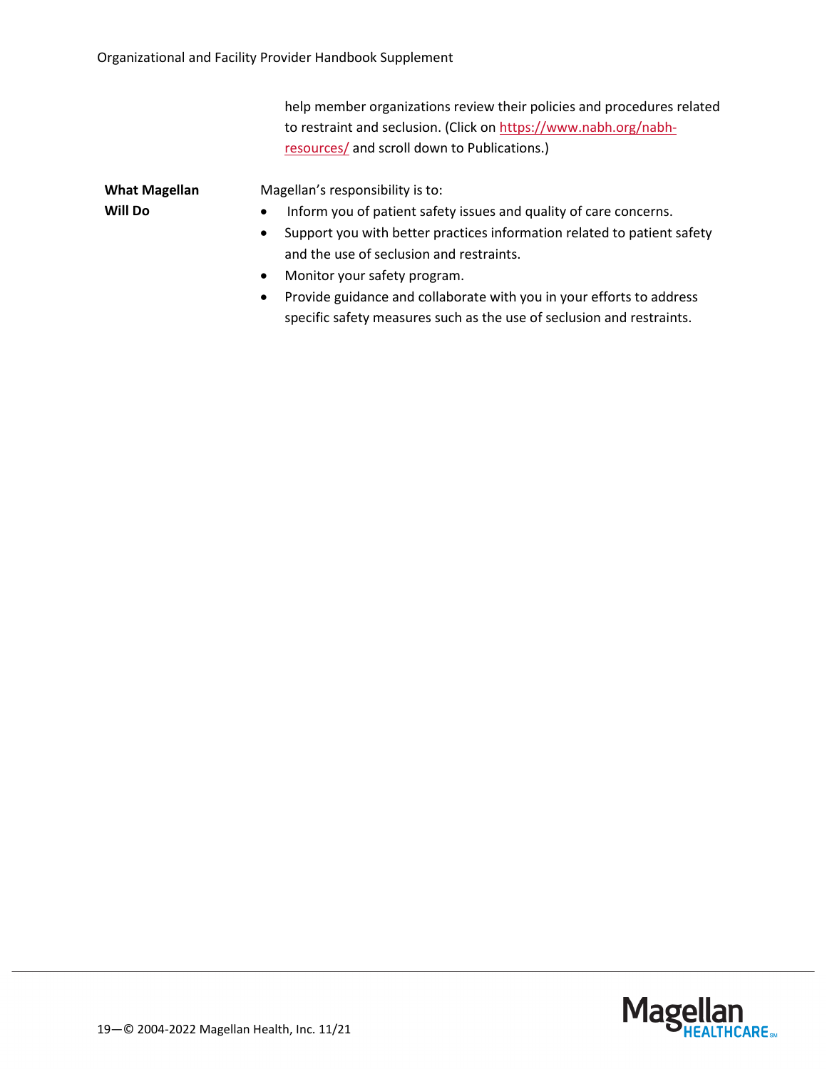help member organizations review their policies and procedures related to restraint and seclusion. (Click on https://www.nabh.org/nabh-resources/ and scroll down to Publications.)

**What Magellan Will Do**

Magellan's responsibility is to:

- Inform you of patient safety issues and quality of care concerns.
- Support you with better practices information related to patient safety and the use of seclusion and restraints.
- Monitor your safety program.
- Provide guidance and collaborate with you in your efforts to address specific safety measures such as the use of seclusion and restraints.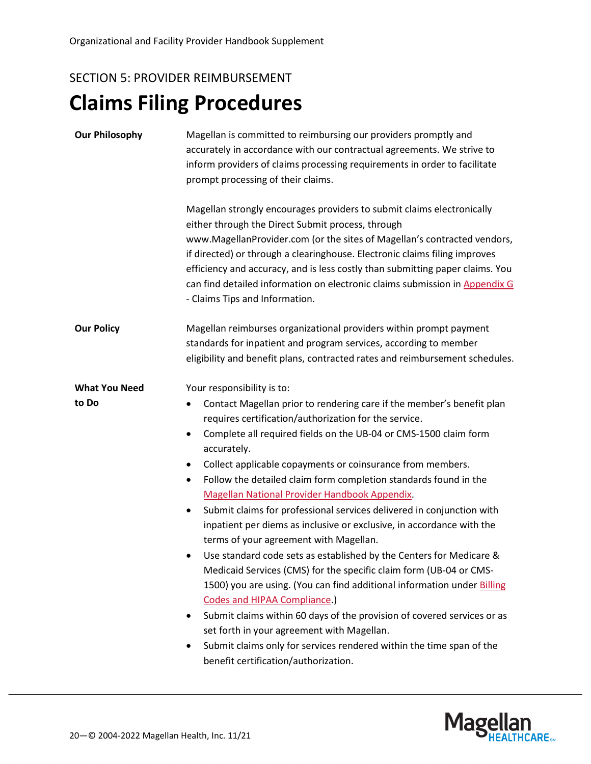SECTION 5: PROVIDER REIMBURSEMENT

# Claims Filing Procedures

**Our Philosophy**

Magellan is committed to reimbursing our providers promptly and accurately in accordance with our contractual agreements. We strive to inform providers of claims processing requirements in order to facilitate prompt processing of their claims.

Magellan strongly encourages providers to submit claims electronically either through the Direct Submit process, through www.MagellanProvider.com (or the sites of Magellan's contracted vendors, if directed) or through a clearinghouse. Electronic claims filing improves efficiency and accuracy, and is less costly than submitting paper claims. You can find detailed information on electronic claims submission in Appendix G - Claims Tips and Information.

**Our Policy**

Magellan reimburses organizational providers within prompt payment standards for inpatient and program services, according to member eligibility and benefit plans, contracted rates and reimbursement schedules.

**What You Need to Do**

Your responsibility is to:

- Contact Magellan prior to rendering care if the member's benefit plan requires certification/authorization for the service.
- Complete all required fields on the UB-04 or CMS-1500 claim form accurately.
- Collect applicable copayments or coinsurance from members.
- Follow the detailed claim form completion standards found in the Magellan National Provider Handbook Appendix.
- Submit claims for professional services delivered in conjunction with inpatient per diems as inclusive or exclusive, in accordance with the terms of your agreement with Magellan.
- Use standard code sets as established by the Centers for Medicare & Medicaid Services (CMS) for the specific claim form (UB-04 or CMS-1500) you are using. (You can find additional information under Billing Codes and HIPAA Compliance.)
- Submit claims within 60 days of the provision of covered services or as set forth in your agreement with Magellan.
- Submit claims only for services rendered within the time span of the benefit certification/authorization.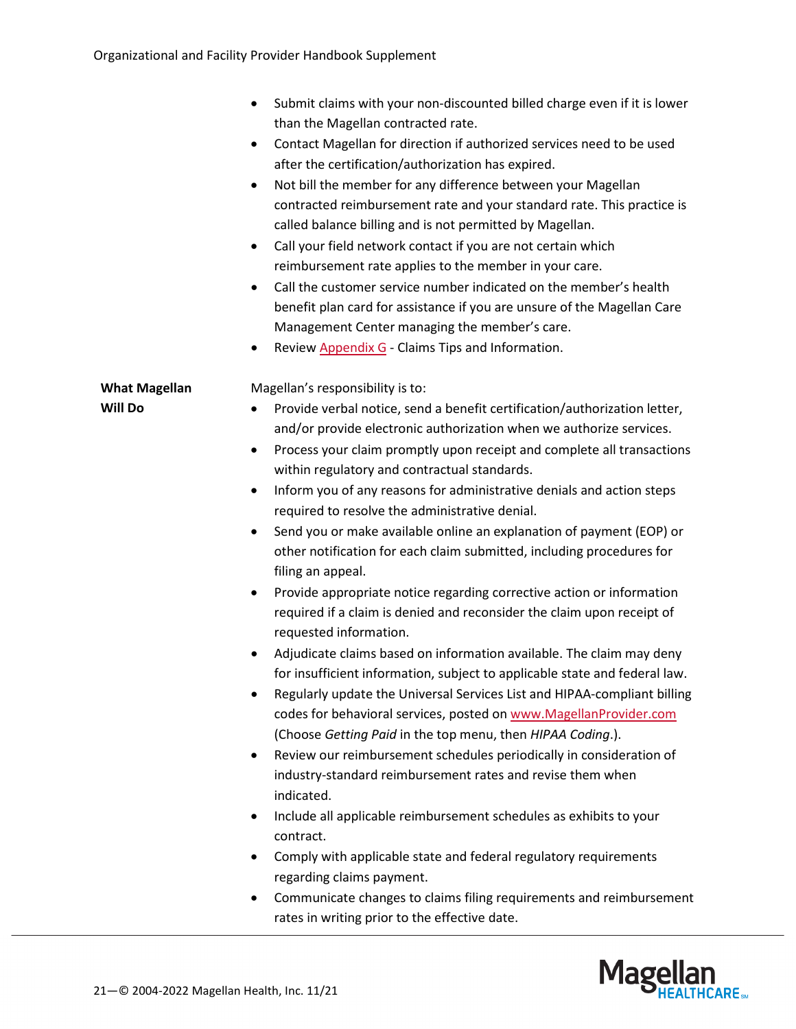- Submit claims with your non-discounted billed charge even if it is lower than the Magellan contracted rate.
- Contact Magellan for direction if authorized services need to be used after the certification/authorization has expired.
- Not bill the member for any difference between your Magellan contracted reimbursement rate and your standard rate. This practice is called balance billing and is not permitted by Magellan.
- Call your field network contact if you are not certain which reimbursement rate applies to the member in your care.
- Call the customer service number indicated on the member's health benefit plan card for assistance if you are unsure of the Magellan Care Management Center managing the member's care.
- Review Appendix G - Claims Tips and Information.

**What Magellan Will Do**

Magellan's responsibility is to:

- Provide verbal notice, send a benefit certification/authorization letter, and/or provide electronic authorization when we authorize services.
- Process your claim promptly upon receipt and complete all transactions within regulatory and contractual standards.
- Inform you of any reasons for administrative denials and action steps required to resolve the administrative denial.
- Send you or make available online an explanation of payment (EOP) or other notification for each claim submitted, including procedures for filing an appeal.
- Provide appropriate notice regarding corrective action or information required if a claim is denied and reconsider the claim upon receipt of requested information.
- Adjudicate claims based on information available. The claim may deny for insufficient information, subject to applicable state and federal law.
- Regularly update the Universal Services List and HIPAA-compliant billing codes for behavioral services, posted on www.MagellanProvider.com (Choose *Getting Paid* in the top menu, then *HIPAA Coding*.).
- Review our reimbursement schedules periodically in consideration of industry-standard reimbursement rates and revise them when indicated.
- Include all applicable reimbursement schedules as exhibits to your contract.
- Comply with applicable state and federal regulatory requirements regarding claims payment.
- Communicate changes to claims filing requirements and reimbursement rates in writing prior to the effective date.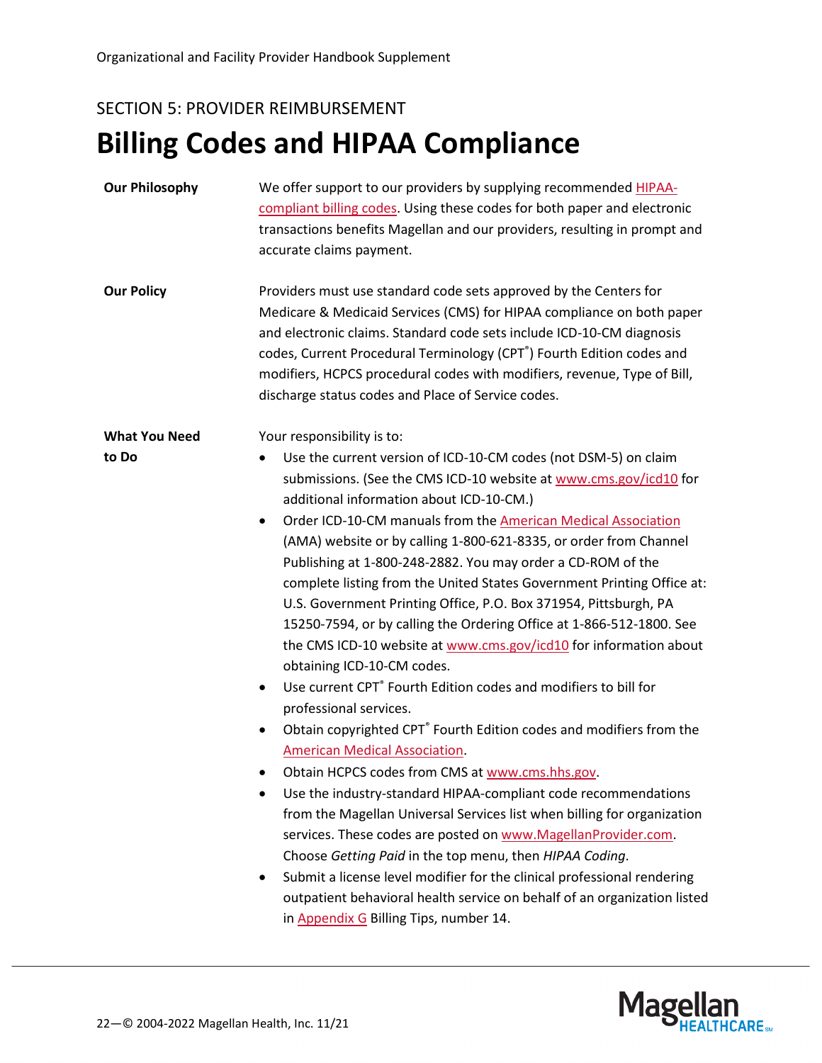SECTION 5: PROVIDER REIMBURSEMENT

# Billing Codes and HIPAA Compliance

**Our Philosophy**

We offer support to our providers by supplying recommended HIPAA-compliant billing codes. Using these codes for both paper and electronic transactions benefits Magellan and our providers, resulting in prompt and accurate claims payment.

**Our Policy**

Providers must use standard code sets approved by the Centers for Medicare & Medicaid Services (CMS) for HIPAA compliance on both paper and electronic claims. Standard code sets include ICD-10-CM diagnosis codes, Current Procedural Terminology (CPT®) Fourth Edition codes and modifiers, HCPCS procedural codes with modifiers, revenue, Type of Bill, discharge status codes and Place of Service codes.

**What You Need to Do**

Your responsibility is to:

- Use the current version of ICD-10-CM codes (not DSM-5) on claim submissions. (See the CMS ICD-10 website at www.cms.gov/icd10 for additional information about ICD-10-CM.)
- Order ICD-10-CM manuals from the American Medical Association (AMA) website or by calling 1-800-621-8335, or order from Channel Publishing at 1-800-248-2882. You may order a CD-ROM of the complete listing from the United States Government Printing Office at: U.S. Government Printing Office, P.O. Box 371954, Pittsburgh, PA 15250-7594, or by calling the Ordering Office at 1-866-512-1800. See the CMS ICD-10 website at www.cms.gov/icd10 for information about obtaining ICD-10-CM codes.
- Use current CPT® Fourth Edition codes and modifiers to bill for professional services.
- Obtain copyrighted CPT® Fourth Edition codes and modifiers from the American Medical Association.
- Obtain HCPCS codes from CMS at www.cms.hhs.gov.
- Use the industry-standard HIPAA-compliant code recommendations from the Magellan Universal Services list when billing for organization services. These codes are posted on www.MagellanProvider.com. Choose *Getting Paid* in the top menu, then *HIPAA Coding*.
- Submit a license level modifier for the clinical professional rendering outpatient behavioral health service on behalf of an organization listed in Appendix G Billing Tips, number 14.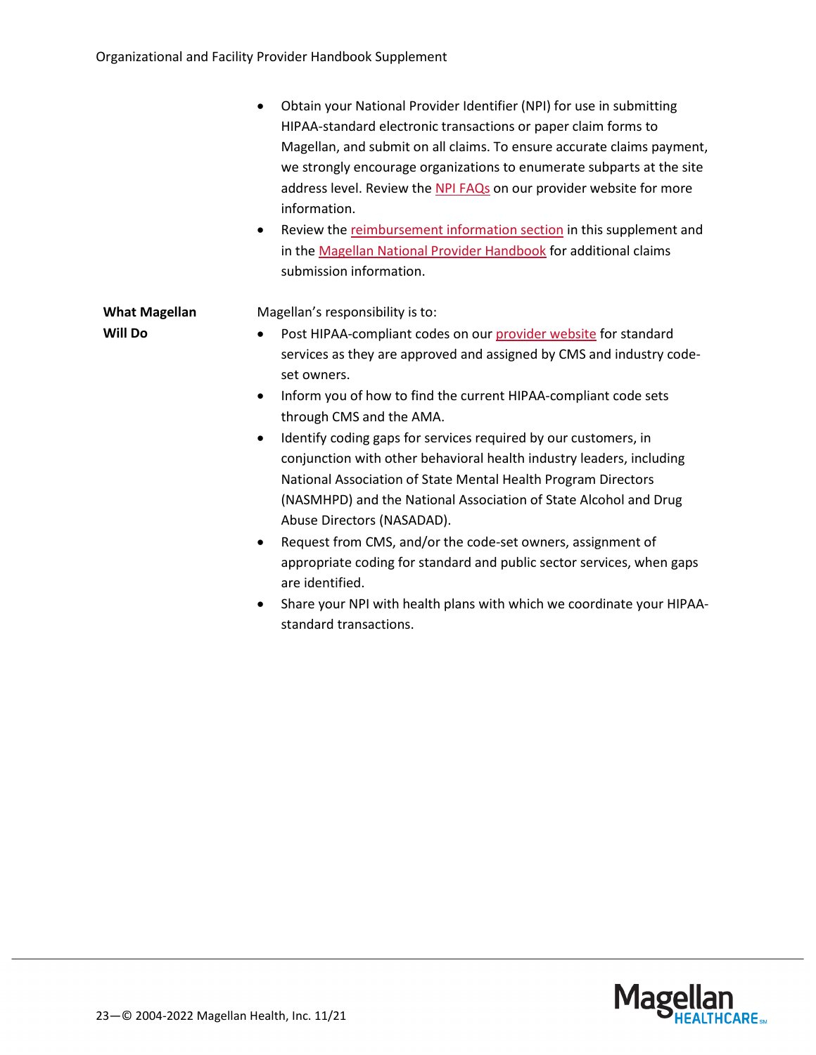- Obtain your National Provider Identifier (NPI) for use in submitting HIPAA-standard electronic transactions or paper claim forms to Magellan, and submit on all claims. To ensure accurate claims payment, we strongly encourage organizations to enumerate subparts at the site address level. Review the NPI FAQs on our provider website for more information.
- Review the reimbursement information section in this supplement and in the Magellan National Provider Handbook for additional claims submission information.

**What Magellan Will Do**

Magellan's responsibility is to:

- Post HIPAA-compliant codes on our provider website for standard services as they are approved and assigned by CMS and industry code-set owners.
- Inform you of how to find the current HIPAA-compliant code sets through CMS and the AMA.
- Identify coding gaps for services required by our customers, in conjunction with other behavioral health industry leaders, including National Association of State Mental Health Program Directors (NASMHPD) and the National Association of State Alcohol and Drug Abuse Directors (NASADAD).
- Request from CMS, and/or the code-set owners, assignment of appropriate coding for standard and public sector services, when gaps are identified.
- Share your NPI with health plans with which we coordinate your HIPAA-standard transactions.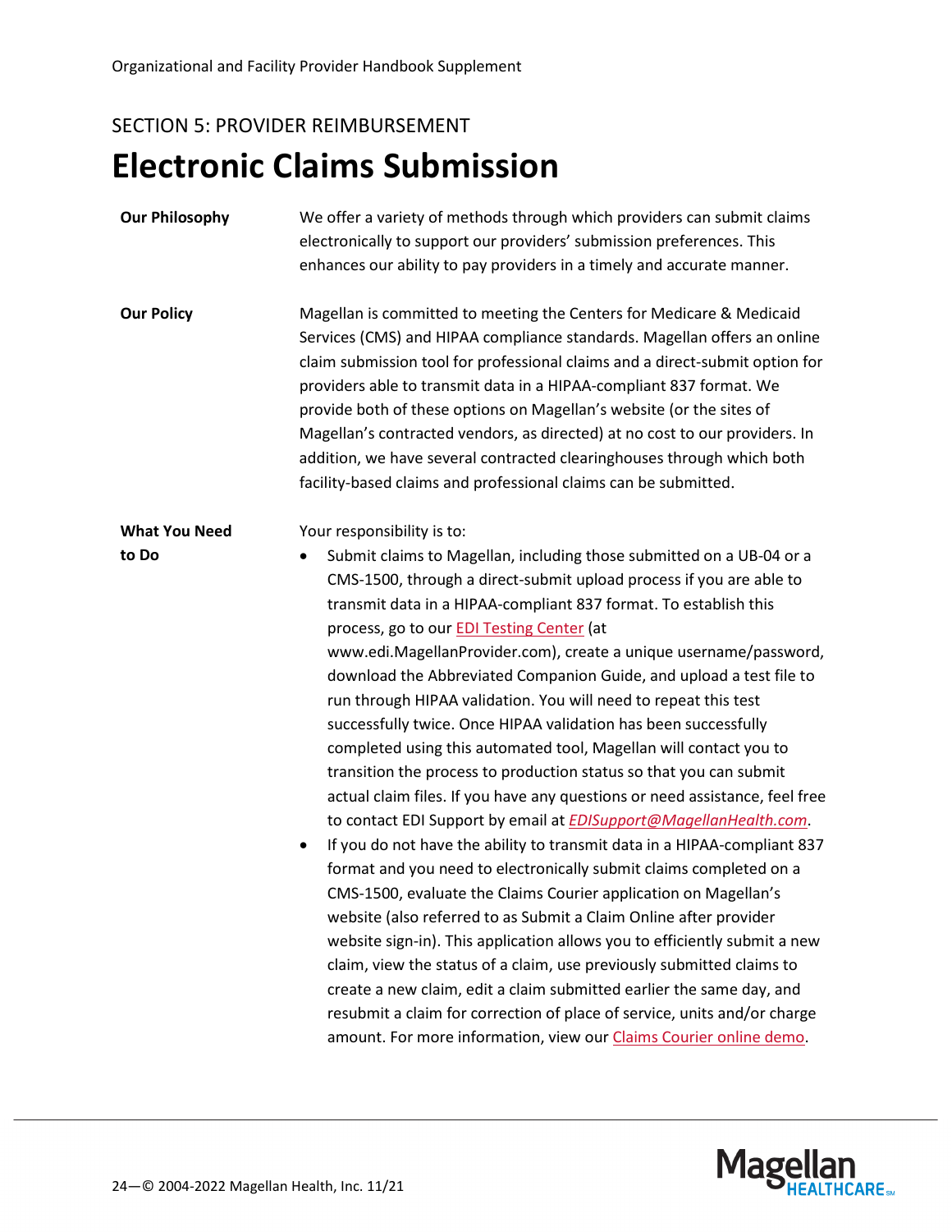SECTION 5: PROVIDER REIMBURSEMENT

# Electronic Claims Submission

**Our Philosophy**

We offer a variety of methods through which providers can submit claims electronically to support our providers' submission preferences. This enhances our ability to pay providers in a timely and accurate manner.

**Our Policy**

Magellan is committed to meeting the Centers for Medicare & Medicaid Services (CMS) and HIPAA compliance standards. Magellan offers an online claim submission tool for professional claims and a direct-submit option for providers able to transmit data in a HIPAA-compliant 837 format. We provide both of these options on Magellan's website (or the sites of Magellan's contracted vendors, as directed) at no cost to our providers. In addition, we have several contracted clearinghouses through which both facility-based claims and professional claims can be submitted.

**What You Need to Do**

Your responsibility is to:

- Submit claims to Magellan, including those submitted on a UB-04 or a CMS-1500, through a direct-submit upload process if you are able to transmit data in a HIPAA-compliant 837 format. To establish this process, go to our EDI Testing Center (at www.edi.MagellanProvider.com), create a unique username/password, download the Abbreviated Companion Guide, and upload a test file to run through HIPAA validation. You will need to repeat this test successfully twice. Once HIPAA validation has been successfully completed using this automated tool, Magellan will contact you to transition the process to production status so that you can submit actual claim files. If you have any questions or need assistance, feel free to contact EDI Support by email at *EDISupport@MagellanHealth.com*.
- If you do not have the ability to transmit data in a HIPAA-compliant 837 format and you need to electronically submit claims completed on a CMS-1500, evaluate the Claims Courier application on Magellan's website (also referred to as Submit a Claim Online after provider website sign-in). This application allows you to efficiently submit a new claim, view the status of a claim, use previously submitted claims to create a new claim, edit a claim submitted earlier the same day, and resubmit a claim for correction of place of service, units and/or charge amount. For more information, view our Claims Courier online demo.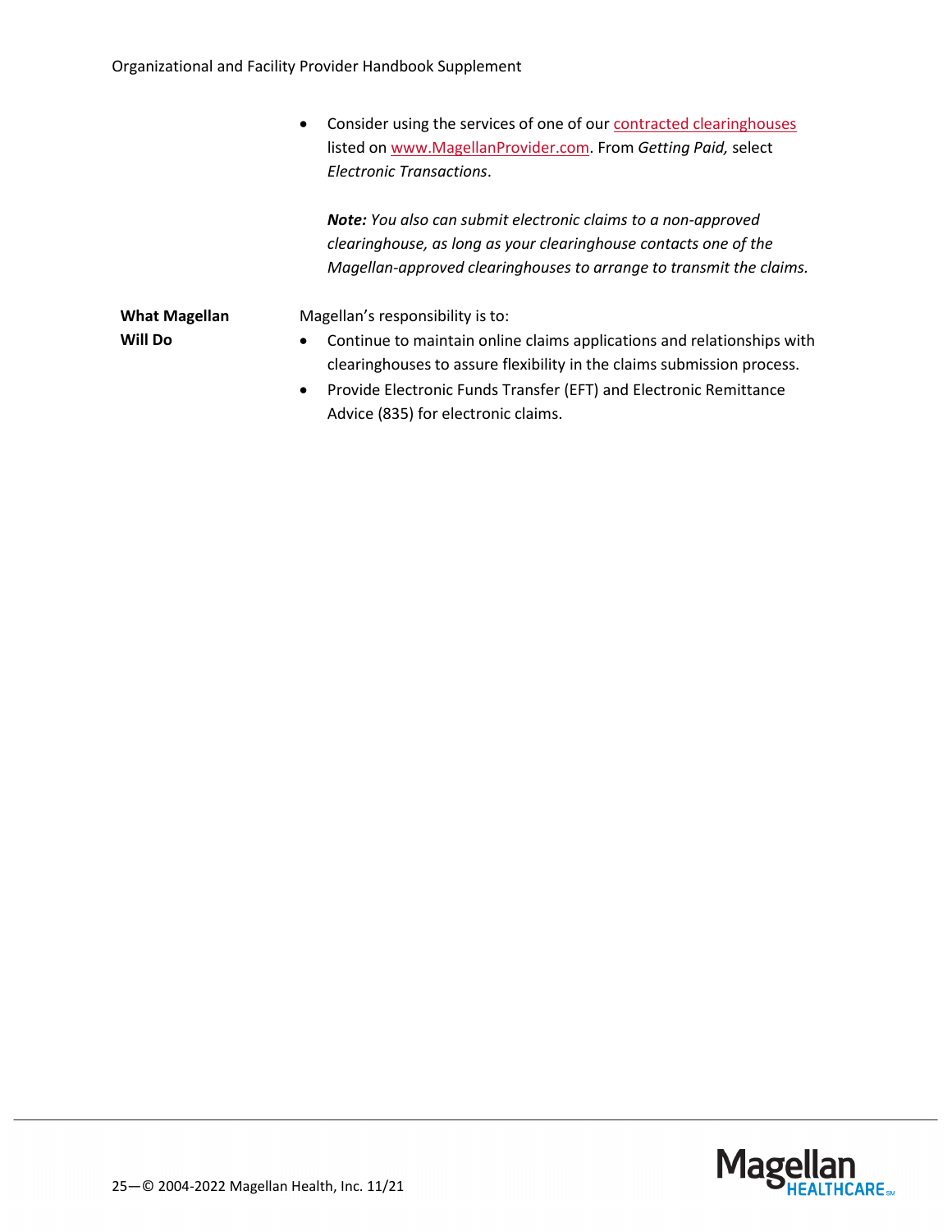- Consider using the services of one of our contracted clearinghouses listed on www.MagellanProvider.com. From *Getting Paid,* select *Electronic Transactions*.

  ***Note:*** *You also can submit electronic claims to a non-approved clearinghouse, as long as your clearinghouse contacts one of the Magellan-approved clearinghouses to arrange to transmit the claims.*

**What Magellan Will Do**

Magellan's responsibility is to:

- Continue to maintain online claims applications and relationships with clearinghouses to assure flexibility in the claims submission process.
- Provide Electronic Funds Transfer (EFT) and Electronic Remittance Advice (835) for electronic claims.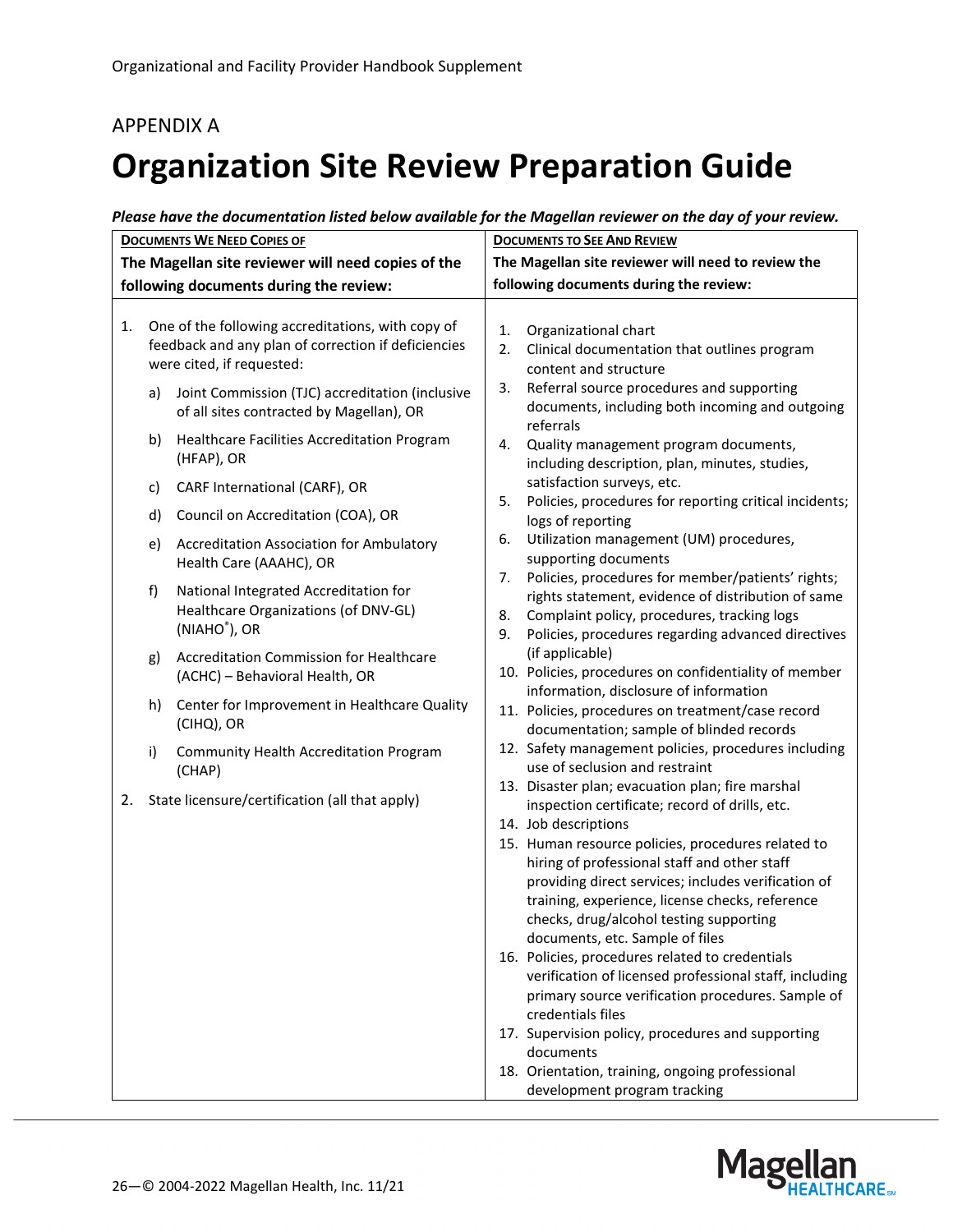APPENDIX A

# Organization Site Review Preparation Guide

***Please have the documentation listed below available for the Magellan reviewer on the day of your review.***

| **Documents We Need Copies Of**<br>**The Magellan site reviewer will need copies of the following documents during the review:** | **Documents to See and Review**<br>**The Magellan site reviewer will need to review the following documents during the review:** |
|---|---|
| 1. One of the following accreditations, with copy of feedback and any plan of correction if deficiencies were cited, if requested:<br>a) Joint Commission (TJC) accreditation (inclusive of all sites contracted by Magellan), OR<br>b) Healthcare Facilities Accreditation Program (HFAP), OR<br>c) CARF International (CARF), OR<br>d) Council on Accreditation (COA), OR<br>e) Accreditation Association for Ambulatory Health Care (AAAHC), OR<br>f) National Integrated Accreditation for Healthcare Organizations (of DNV-GL) (NIAHO®), OR<br>g) Accreditation Commission for Healthcare (ACHC) – Behavioral Health, OR<br>h) Center for Improvement in Healthcare Quality (CIHQ), OR<br>i) Community Health Accreditation Program (CHAP)<br>2. State licensure/certification (all that apply) | 1. Organizational chart<br>2. Clinical documentation that outlines program content and structure<br>3. Referral source procedures and supporting documents, including both incoming and outgoing referrals<br>4. Quality management program documents, including description, plan, minutes, studies, satisfaction surveys, etc.<br>5. Policies, procedures for reporting critical incidents; logs of reporting<br>6. Utilization management (UM) procedures, supporting documents<br>7. Policies, procedures for member/patients' rights; rights statement, evidence of distribution of same<br>8. Complaint policy, procedures, tracking logs<br>9. Policies, procedures regarding advanced directives (if applicable)<br>10. Policies, procedures on confidentiality of member information, disclosure of information<br>11. Policies, procedures on treatment/case record documentation; sample of blinded records<br>12. Safety management policies, procedures including use of seclusion and restraint<br>13. Disaster plan; evacuation plan; fire marshal inspection certificate; record of drills, etc.<br>14. Job descriptions<br>15. Human resource policies, procedures related to hiring of professional staff and other staff providing direct services; includes verification of training, experience, license checks, reference checks, drug/alcohol testing supporting documents, etc. Sample of files<br>16. Policies, procedures related to credentials verification of licensed professional staff, including primary source verification procedures. Sample of credentials files<br>17. Supervision policy, procedures and supporting documents<br>18. Orientation, training, ongoing professional development program tracking |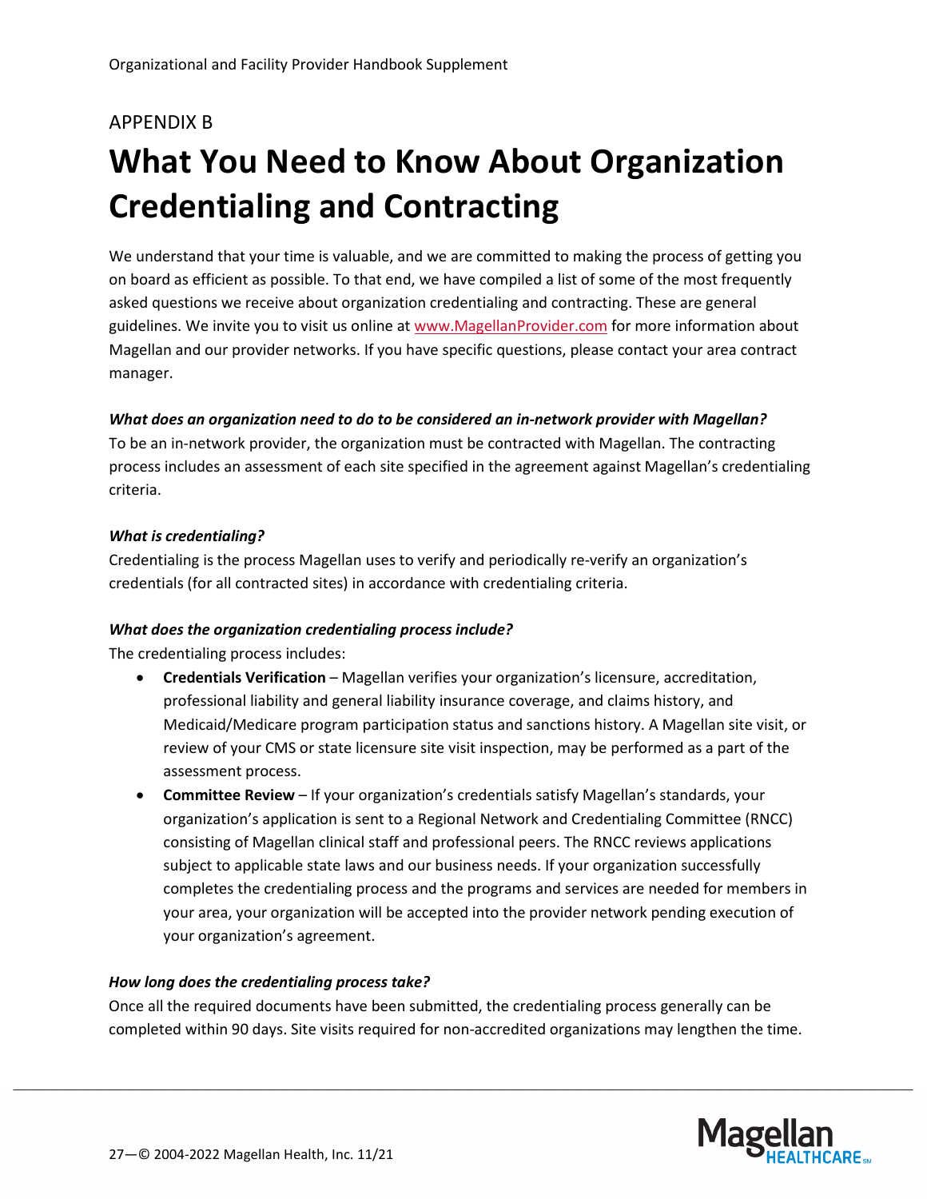APPENDIX B

# What You Need to Know About Organization Credentialing and Contracting

We understand that your time is valuable, and we are committed to making the process of getting you on board as efficient as possible. To that end, we have compiled a list of some of the most frequently asked questions we receive about organization credentialing and contracting. These are general guidelines. We invite you to visit us online at [www.MagellanProvider.com](http://www.MagellanProvider.com) for more information about Magellan and our provider networks. If you have specific questions, please contact your area contract manager.

***What does an organization need to do to be considered an in-network provider with Magellan?***

To be an in-network provider, the organization must be contracted with Magellan. The contracting process includes an assessment of each site specified in the agreement against Magellan's credentialing criteria.

***What is credentialing?***

Credentialing is the process Magellan uses to verify and periodically re-verify an organization's credentials (for all contracted sites) in accordance with credentialing criteria.

***What does the organization credentialing process include?***

The credentialing process includes:

- **Credentials Verification** – Magellan verifies your organization's licensure, accreditation, professional liability and general liability insurance coverage, and claims history, and Medicaid/Medicare program participation status and sanctions history. A Magellan site visit, or review of your CMS or state licensure site visit inspection, may be performed as a part of the assessment process.
- **Committee Review** – If your organization's credentials satisfy Magellan's standards, your organization's application is sent to a Regional Network and Credentialing Committee (RNCC) consisting of Magellan clinical staff and professional peers. The RNCC reviews applications subject to applicable state laws and our business needs. If your organization successfully completes the credentialing process and the programs and services are needed for members in your area, your organization will be accepted into the provider network pending execution of your organization's agreement.

***How long does the credentialing process take?***

Once all the required documents have been submitted, the credentialing process generally can be completed within 90 days. Site visits required for non-accredited organizations may lengthen the time.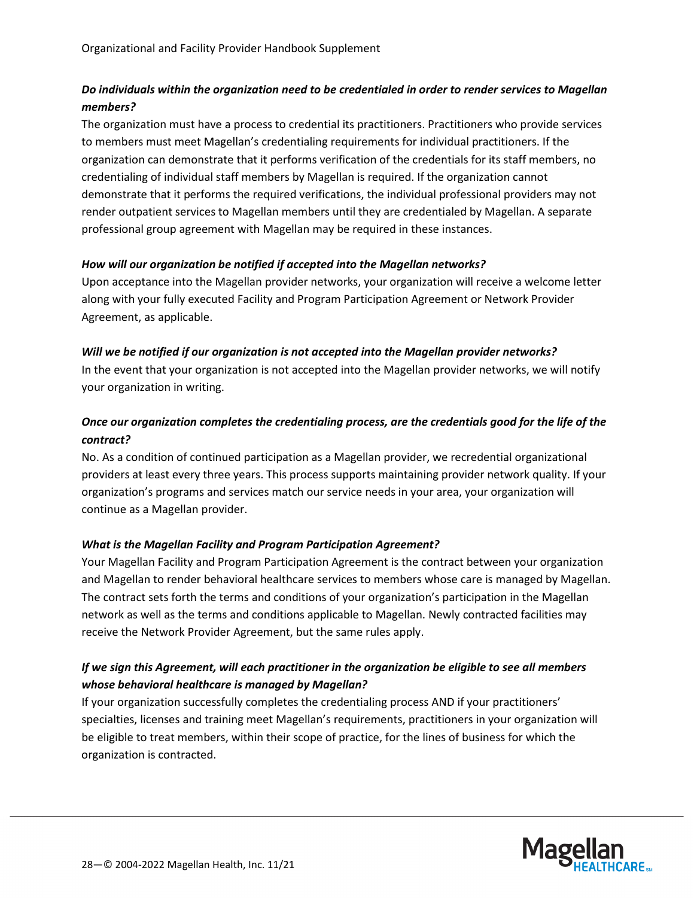***Do individuals within the organization need to be credentialed in order to render services to Magellan members?***

The organization must have a process to credential its practitioners. Practitioners who provide services to members must meet Magellan's credentialing requirements for individual practitioners. If the organization can demonstrate that it performs verification of the credentials for its staff members, no credentialing of individual staff members by Magellan is required. If the organization cannot demonstrate that it performs the required verifications, the individual professional providers may not render outpatient services to Magellan members until they are credentialed by Magellan. A separate professional group agreement with Magellan may be required in these instances.

***How will our organization be notified if accepted into the Magellan networks?***

Upon acceptance into the Magellan provider networks, your organization will receive a welcome letter along with your fully executed Facility and Program Participation Agreement or Network Provider Agreement, as applicable.

***Will we be notified if our organization is not accepted into the Magellan provider networks?***

In the event that your organization is not accepted into the Magellan provider networks, we will notify your organization in writing.

***Once our organization completes the credentialing process, are the credentials good for the life of the contract?***

No. As a condition of continued participation as a Magellan provider, we recredential organizational providers at least every three years. This process supports maintaining provider network quality. If your organization's programs and services match our service needs in your area, your organization will continue as a Magellan provider.

***What is the Magellan Facility and Program Participation Agreement?***

Your Magellan Facility and Program Participation Agreement is the contract between your organization and Magellan to render behavioral healthcare services to members whose care is managed by Magellan. The contract sets forth the terms and conditions of your organization's participation in the Magellan network as well as the terms and conditions applicable to Magellan. Newly contracted facilities may receive the Network Provider Agreement, but the same rules apply.

***If we sign this Agreement, will each practitioner in the organization be eligible to see all members whose behavioral healthcare is managed by Magellan?***

If your organization successfully completes the credentialing process AND if your practitioners' specialties, licenses and training meet Magellan's requirements, practitioners in your organization will be eligible to treat members, within their scope of practice, for the lines of business for which the organization is contracted.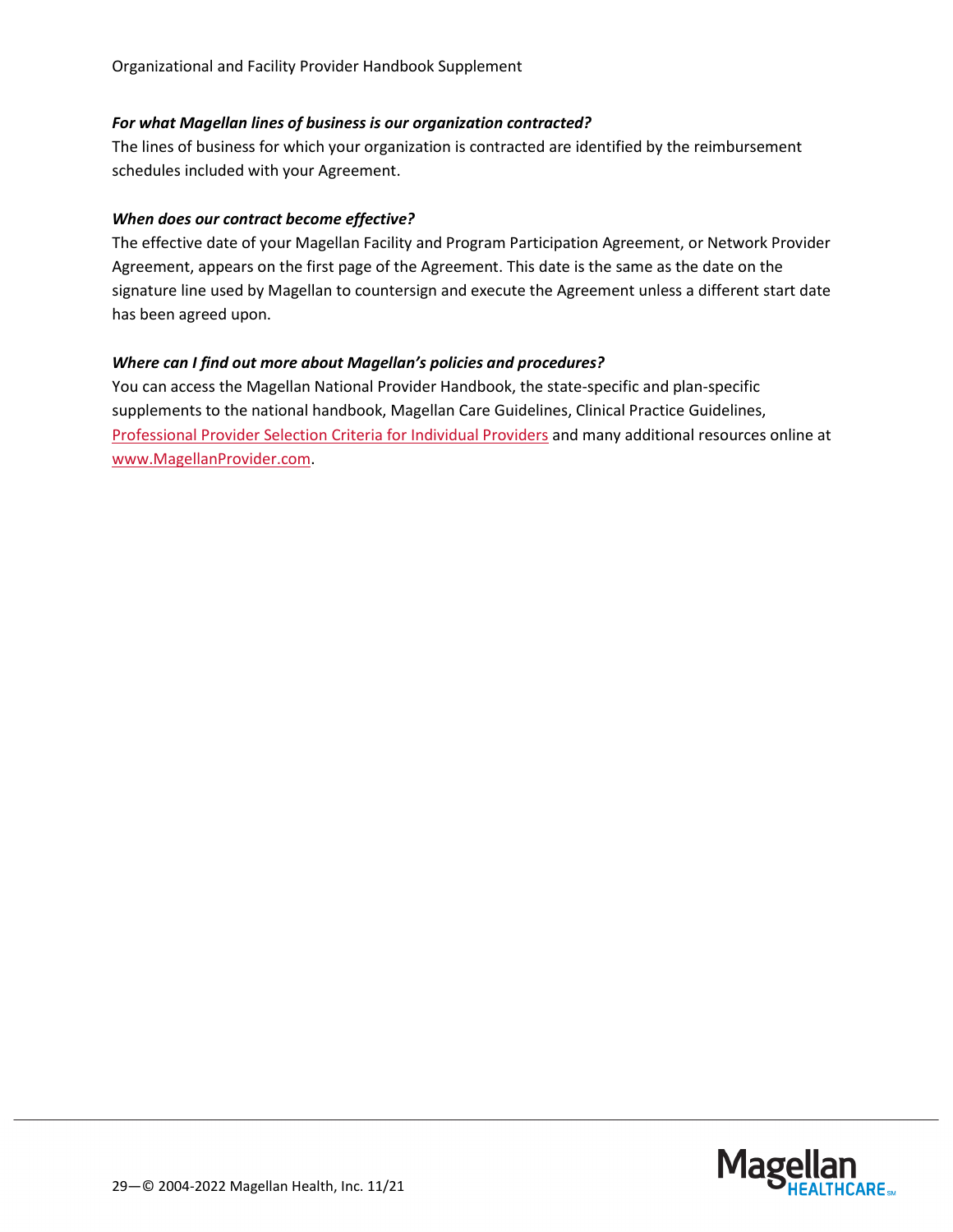***For what Magellan lines of business is our organization contracted?***

The lines of business for which your organization is contracted are identified by the reimbursement schedules included with your Agreement.

***When does our contract become effective?***

The effective date of your Magellan Facility and Program Participation Agreement, or Network Provider Agreement, appears on the first page of the Agreement. This date is the same as the date on the signature line used by Magellan to countersign and execute the Agreement unless a different start date has been agreed upon.

***Where can I find out more about Magellan's policies and procedures?***

You can access the Magellan National Provider Handbook, the state-specific and plan-specific supplements to the national handbook, Magellan Care Guidelines, Clinical Practice Guidelines, Professional Provider Selection Criteria for Individual Providers and many additional resources online at www.MagellanProvider.com.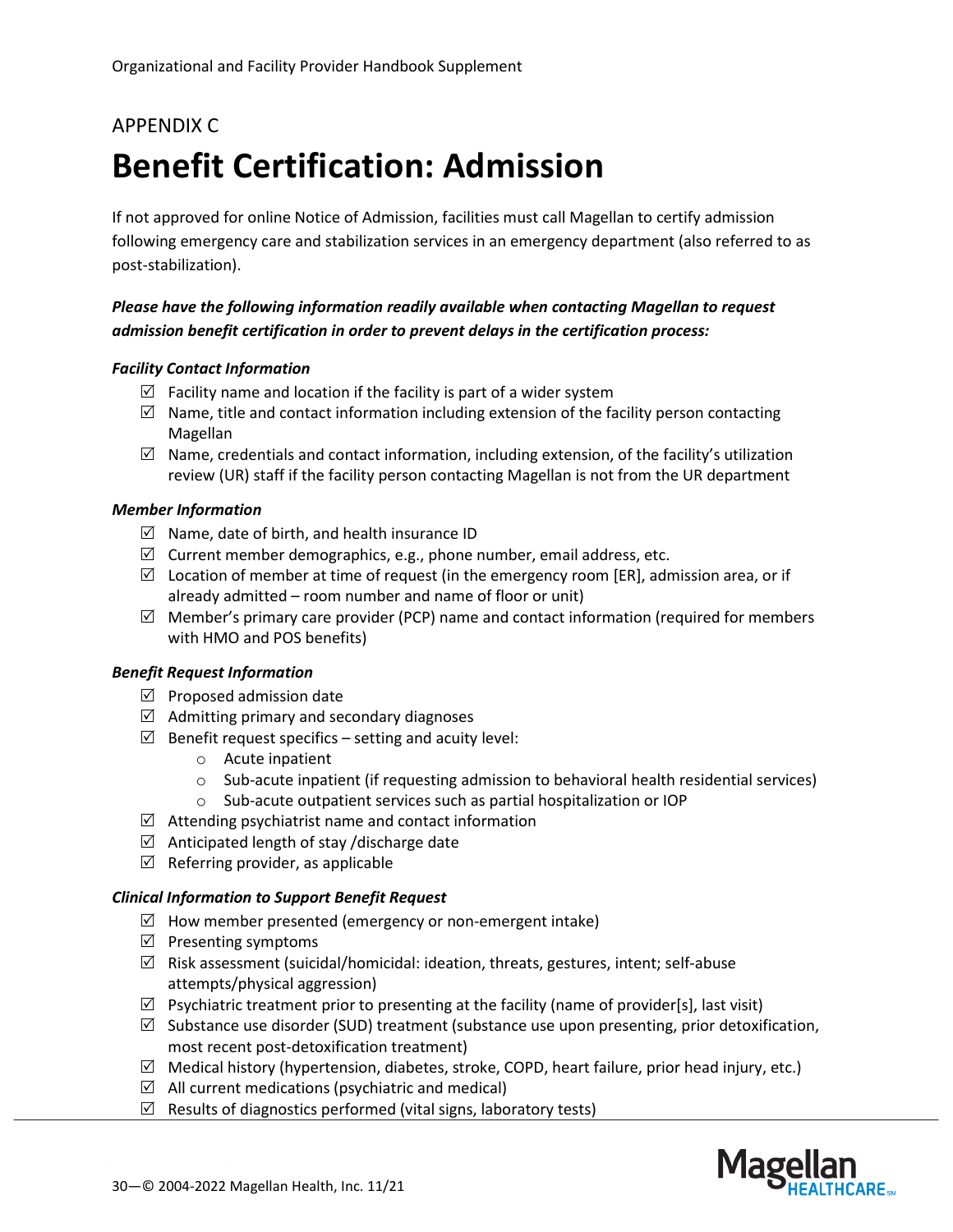APPENDIX C

# Benefit Certification: Admission

If not approved for online Notice of Admission, facilities must call Magellan to certify admission following emergency care and stabilization services in an emergency department (also referred to as post-stabilization).

***Please have the following information readily available when contacting Magellan to request admission benefit certification in order to prevent delays in the certification process:***

***Facility Contact Information***

- ☑ Facility name and location if the facility is part of a wider system
- ☑ Name, title and contact information including extension of the facility person contacting Magellan
- ☑ Name, credentials and contact information, including extension, of the facility's utilization review (UR) staff if the facility person contacting Magellan is not from the UR department

***Member Information***

- ☑ Name, date of birth, and health insurance ID
- ☑ Current member demographics, e.g., phone number, email address, etc.
- ☑ Location of member at time of request (in the emergency room [ER], admission area, or if already admitted – room number and name of floor or unit)
- ☑ Member's primary care provider (PCP) name and contact information (required for members with HMO and POS benefits)

***Benefit Request Information***

- ☑ Proposed admission date
- ☑ Admitting primary and secondary diagnoses
- ☑ Benefit request specifics – setting and acuity level:
  - Acute inpatient
  - Sub-acute inpatient (if requesting admission to behavioral health residential services)
  - Sub-acute outpatient services such as partial hospitalization or IOP
- ☑ Attending psychiatrist name and contact information
- ☑ Anticipated length of stay /discharge date
- ☑ Referring provider, as applicable

***Clinical Information to Support Benefit Request***

- ☑ How member presented (emergency or non-emergent intake)
- ☑ Presenting symptoms
- ☑ Risk assessment (suicidal/homicidal: ideation, threats, gestures, intent; self-abuse attempts/physical aggression)
- ☑ Psychiatric treatment prior to presenting at the facility (name of provider[s], last visit)
- ☑ Substance use disorder (SUD) treatment (substance use upon presenting, prior detoxification, most recent post-detoxification treatment)
- ☑ Medical history (hypertension, diabetes, stroke, COPD, heart failure, prior head injury, etc.)
- ☑ All current medications (psychiatric and medical)
- ☑ Results of diagnostics performed (vital signs, laboratory tests)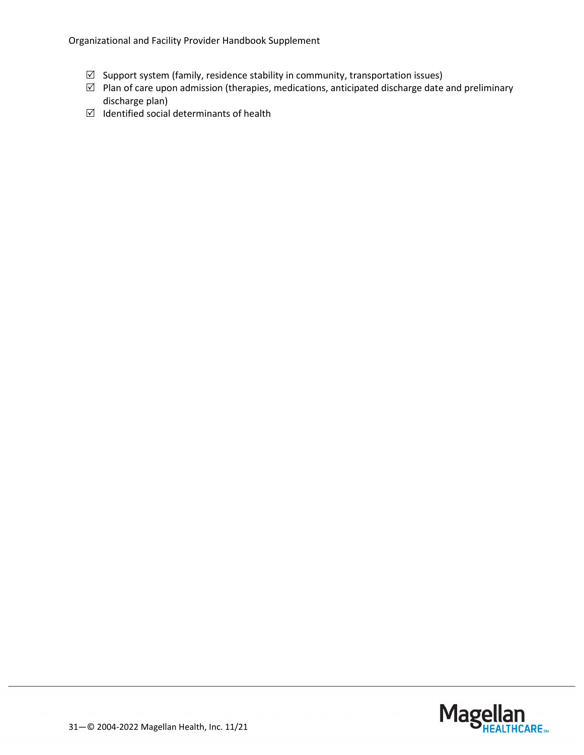- ☑ Support system (family, residence stability in community, transportation issues)
- ☑ Plan of care upon admission (therapies, medications, anticipated discharge date and preliminary discharge plan)
- ☑ Identified social determinants of health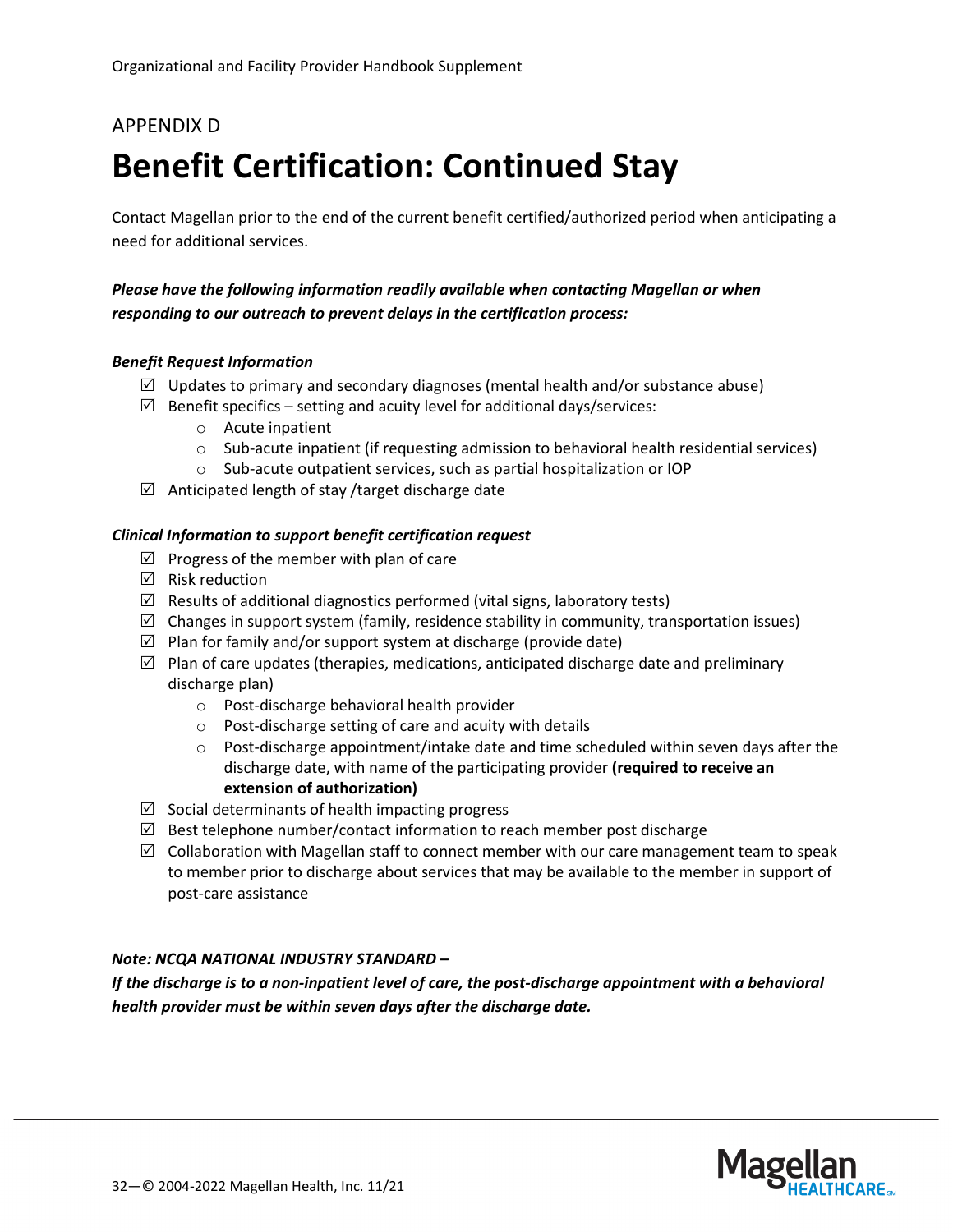APPENDIX D

# Benefit Certification: Continued Stay

Contact Magellan prior to the end of the current benefit certified/authorized period when anticipating a need for additional services.

***Please have the following information readily available when contacting Magellan or when responding to our outreach to prevent delays in the certification process:***

***Benefit Request Information***

- ☑ Updates to primary and secondary diagnoses (mental health and/or substance abuse)
- ☑ Benefit specifics – setting and acuity level for additional days/services:
  - Acute inpatient
  - Sub-acute inpatient (if requesting admission to behavioral health residential services)
  - Sub-acute outpatient services, such as partial hospitalization or IOP
- ☑ Anticipated length of stay /target discharge date

***Clinical Information to support benefit certification request***

- ☑ Progress of the member with plan of care
- ☑ Risk reduction
- ☑ Results of additional diagnostics performed (vital signs, laboratory tests)
- ☑ Changes in support system (family, residence stability in community, transportation issues)
- ☑ Plan for family and/or support system at discharge (provide date)
- ☑ Plan of care updates (therapies, medications, anticipated discharge date and preliminary discharge plan)
  - Post-discharge behavioral health provider
  - Post-discharge setting of care and acuity with details
  - Post-discharge appointment/intake date and time scheduled within seven days after the discharge date, with name of the participating provider **(required to receive an extension of authorization)**
- ☑ Social determinants of health impacting progress
- ☑ Best telephone number/contact information to reach member post discharge
- ☑ Collaboration with Magellan staff to connect member with our care management team to speak to member prior to discharge about services that may be available to the member in support of post-care assistance

***Note: NCQA NATIONAL INDUSTRY STANDARD –***
***If the discharge is to a non-inpatient level of care, the post-discharge appointment with a behavioral health provider must be within seven days after the discharge date.***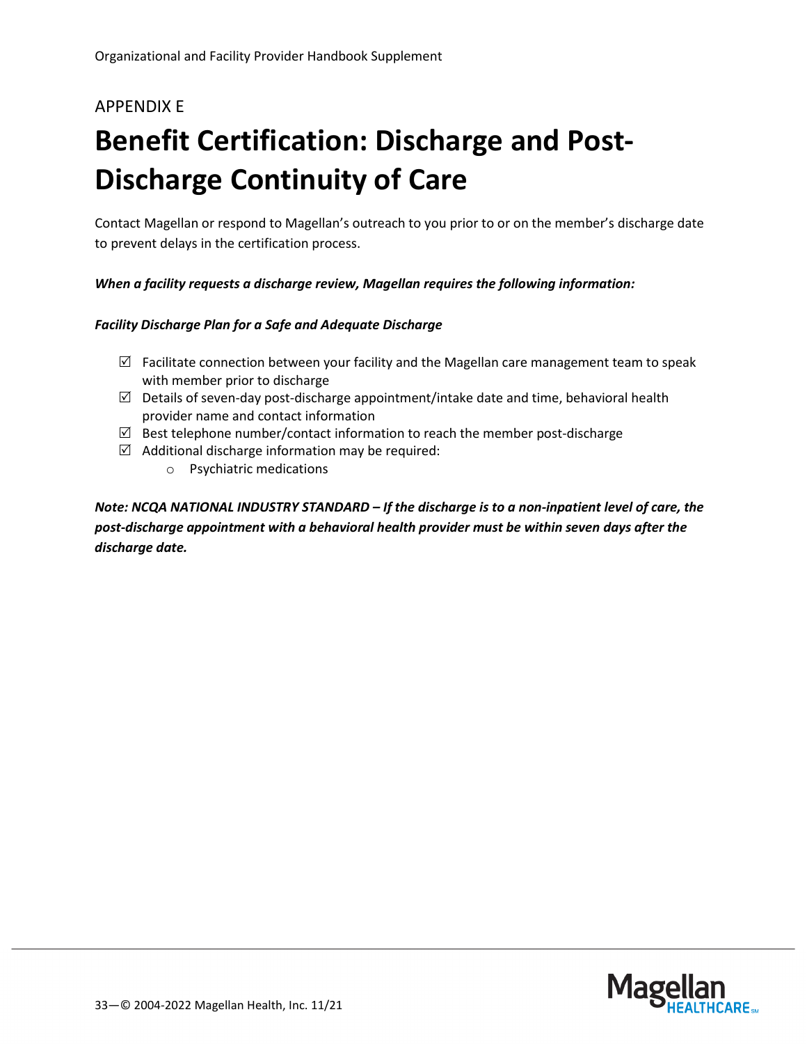APPENDIX E

# Benefit Certification: Discharge and Post-Discharge Continuity of Care

Contact Magellan or respond to Magellan's outreach to you prior to or on the member's discharge date to prevent delays in the certification process.

***When a facility requests a discharge review, Magellan requires the following information:***

***Facility Discharge Plan for a Safe and Adequate Discharge***

- ☑ Facilitate connection between your facility and the Magellan care management team to speak with member prior to discharge
- ☑ Details of seven-day post-discharge appointment/intake date and time, behavioral health provider name and contact information
- ☑ Best telephone number/contact information to reach the member post-discharge
- ☑ Additional discharge information may be required:
  - Psychiatric medications

***Note: NCQA NATIONAL INDUSTRY STANDARD – If the discharge is to a non-inpatient level of care, the post-discharge appointment with a behavioral health provider must be within seven days after the discharge date.***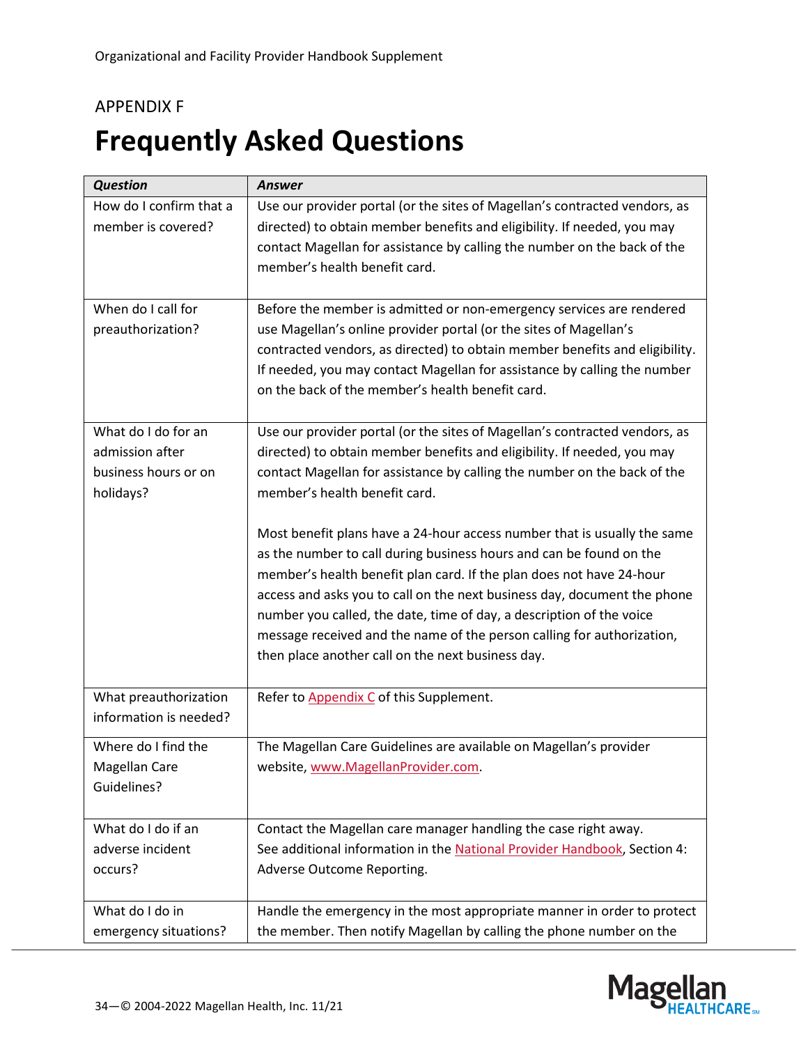APPENDIX F

# Frequently Asked Questions

| ***Question*** | ***Answer*** |
|---|---|
| How do I confirm that a member is covered? | Use our provider portal (or the sites of Magellan's contracted vendors, as directed) to obtain member benefits and eligibility. If needed, you may contact Magellan for assistance by calling the number on the back of the member's health benefit card. |
| When do I call for preauthorization? | Before the member is admitted or non-emergency services are rendered use Magellan's online provider portal (or the sites of Magellan's contracted vendors, as directed) to obtain member benefits and eligibility. If needed, you may contact Magellan for assistance by calling the number on the back of the member's health benefit card. |
| What do I do for an admission after business hours or on holidays? | Use our provider portal (or the sites of Magellan's contracted vendors, as directed) to obtain member benefits and eligibility. If needed, you may contact Magellan for assistance by calling the number on the back of the member's health benefit card.<br><br>Most benefit plans have a 24-hour access number that is usually the same as the number to call during business hours and can be found on the member's health benefit plan card. If the plan does not have 24-hour access and asks you to call on the next business day, document the phone number you called, the date, time of day, a description of the voice message received and the name of the person calling for authorization, then place another call on the next business day. |
| What preauthorization information is needed? | Refer to Appendix C of this Supplement. |
| Where do I find the Magellan Care Guidelines? | The Magellan Care Guidelines are available on Magellan's provider website, www.MagellanProvider.com. |
| What do I do if an adverse incident occurs? | Contact the Magellan care manager handling the case right away. See additional information in the National Provider Handbook, Section 4: Adverse Outcome Reporting. |
| What do I do in emergency situations? | Handle the emergency in the most appropriate manner in order to protect the member. Then notify Magellan by calling the phone number on the |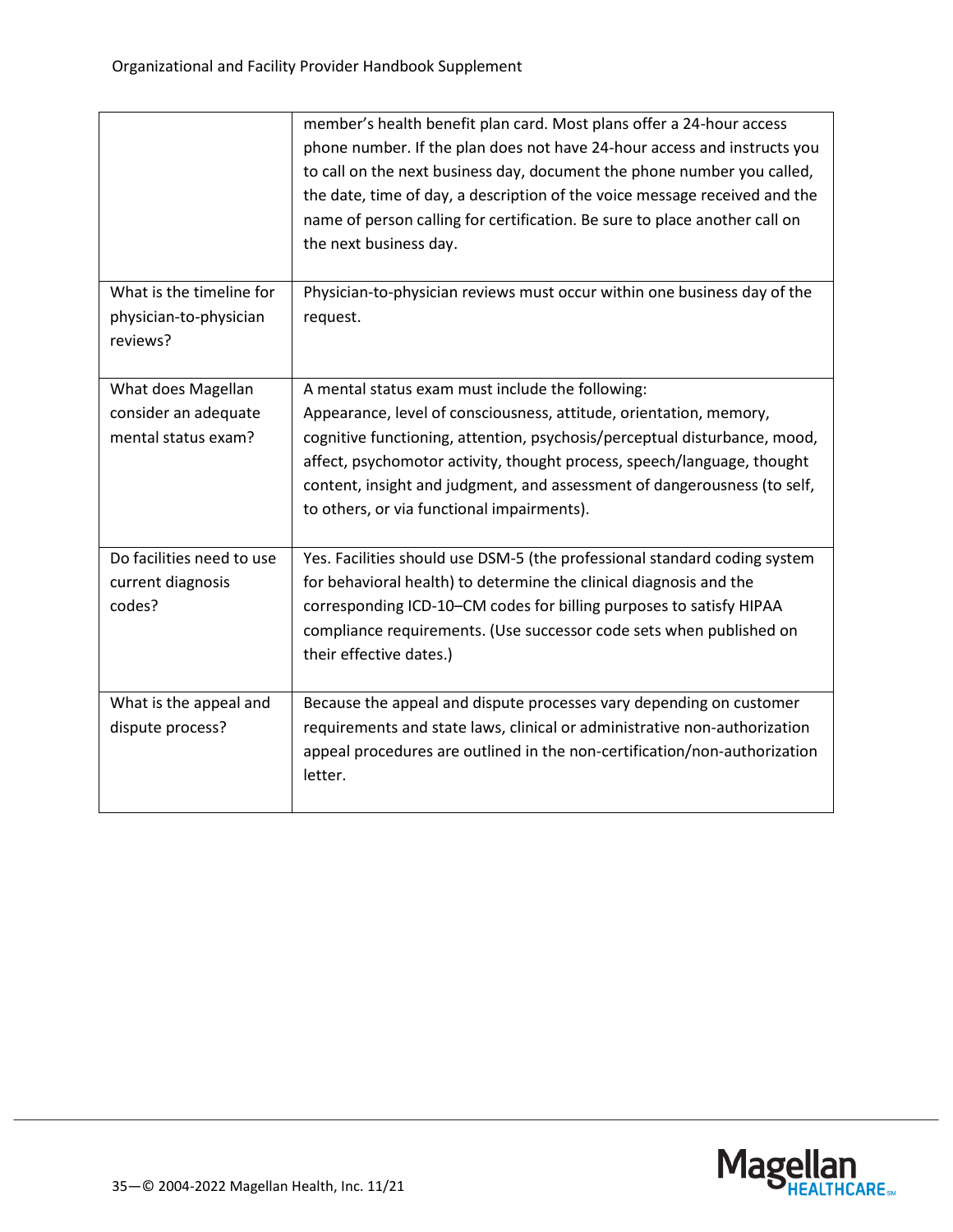| | |
|---|---|
| | member's health benefit plan card. Most plans offer a 24-hour access phone number. If the plan does not have 24-hour access and instructs you to call on the next business day, document the phone number you called, the date, time of day, a description of the voice message received and the name of person calling for certification. Be sure to place another call on the next business day. |
| What is the timeline for physician-to-physician reviews? | Physician-to-physician reviews must occur within one business day of the request. |
| What does Magellan consider an adequate mental status exam? | A mental status exam must include the following: Appearance, level of consciousness, attitude, orientation, memory, cognitive functioning, attention, psychosis/perceptual disturbance, mood, affect, psychomotor activity, thought process, speech/language, thought content, insight and judgment, and assessment of dangerousness (to self, to others, or via functional impairments). |
| Do facilities need to use current diagnosis codes? | Yes. Facilities should use DSM-5 (the professional standard coding system for behavioral health) to determine the clinical diagnosis and the corresponding ICD-10–CM codes for billing purposes to satisfy HIPAA compliance requirements. (Use successor code sets when published on their effective dates.) |
| What is the appeal and dispute process? | Because the appeal and dispute processes vary depending on customer requirements and state laws, clinical or administrative non-authorization appeal procedures are outlined in the non-certification/non-authorization letter. |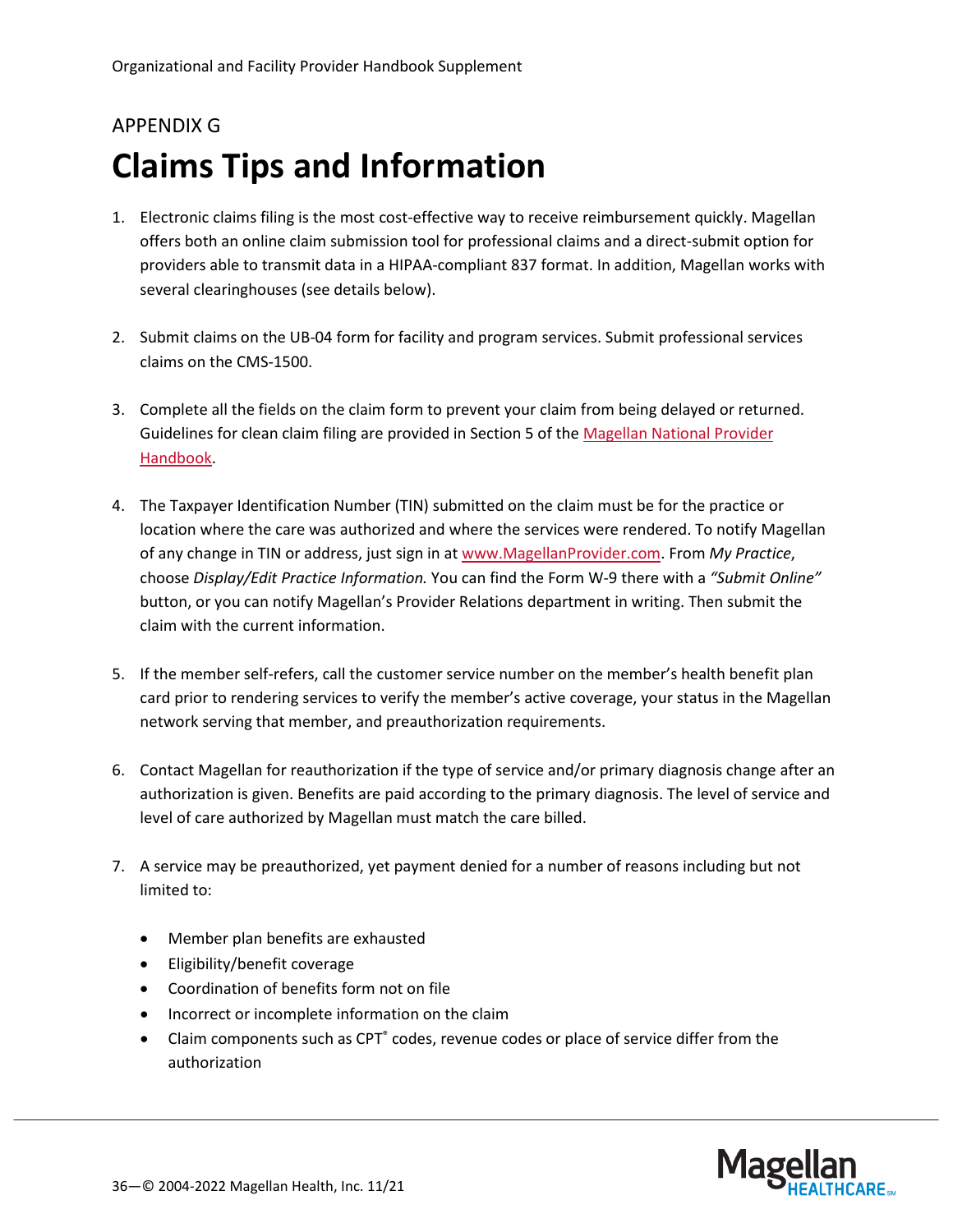APPENDIX G

# Claims Tips and Information

1. Electronic claims filing is the most cost-effective way to receive reimbursement quickly. Magellan offers both an online claim submission tool for professional claims and a direct-submit option for providers able to transmit data in a HIPAA-compliant 837 format. In addition, Magellan works with several clearinghouses (see details below).

2. Submit claims on the UB-04 form for facility and program services. Submit professional services claims on the CMS-1500.

3. Complete all the fields on the claim form to prevent your claim from being delayed or returned. Guidelines for clean claim filing are provided in Section 5 of the Magellan National Provider Handbook.

4. The Taxpayer Identification Number (TIN) submitted on the claim must be for the practice or location where the care was authorized and where the services were rendered. To notify Magellan of any change in TIN or address, just sign in at www.MagellanProvider.com. From *My Practice*, choose *Display/Edit Practice Information.* You can find the Form W-9 there with a *"Submit Online"* button, or you can notify Magellan's Provider Relations department in writing. Then submit the claim with the current information.

5. If the member self-refers, call the customer service number on the member's health benefit plan card prior to rendering services to verify the member's active coverage, your status in the Magellan network serving that member, and preauthorization requirements.

6. Contact Magellan for reauthorization if the type of service and/or primary diagnosis change after an authorization is given. Benefits are paid according to the primary diagnosis. The level of service and level of care authorized by Magellan must match the care billed.

7. A service may be preauthorized, yet payment denied for a number of reasons including but not limited to:

   - Member plan benefits are exhausted
   - Eligibility/benefit coverage
   - Coordination of benefits form not on file
   - Incorrect or incomplete information on the claim
   - Claim components such as CPT® codes, revenue codes or place of service differ from the authorization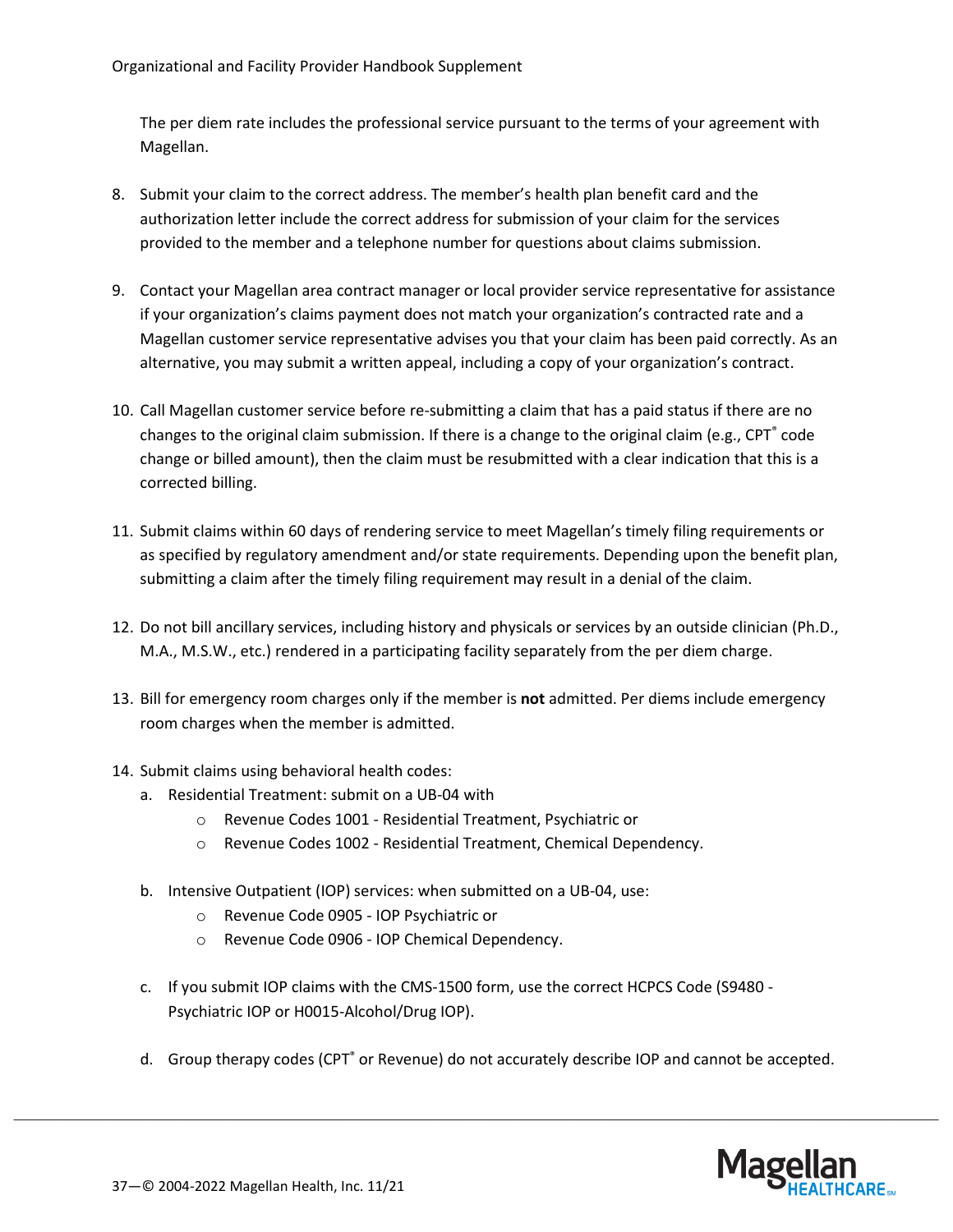The per diem rate includes the professional service pursuant to the terms of your agreement with Magellan.

8. Submit your claim to the correct address. The member's health plan benefit card and the authorization letter include the correct address for submission of your claim for the services provided to the member and a telephone number for questions about claims submission.

9. Contact your Magellan area contract manager or local provider service representative for assistance if your organization's claims payment does not match your organization's contracted rate and a Magellan customer service representative advises you that your claim has been paid correctly. As an alternative, you may submit a written appeal, including a copy of your organization's contract.

10. Call Magellan customer service before re-submitting a claim that has a paid status if there are no changes to the original claim submission. If there is a change to the original claim (e.g., CPT® code change or billed amount), then the claim must be resubmitted with a clear indication that this is a corrected billing.

11. Submit claims within 60 days of rendering service to meet Magellan's timely filing requirements or as specified by regulatory amendment and/or state requirements. Depending upon the benefit plan, submitting a claim after the timely filing requirement may result in a denial of the claim.

12. Do not bill ancillary services, including history and physicals or services by an outside clinician (Ph.D., M.A., M.S.W., etc.) rendered in a participating facility separately from the per diem charge.

13. Bill for emergency room charges only if the member is **not** admitted. Per diems include emergency room charges when the member is admitted.

14. Submit claims using behavioral health codes:
    a. Residential Treatment: submit on a UB-04 with
        - Revenue Codes 1001 - Residential Treatment, Psychiatric or
        - Revenue Codes 1002 - Residential Treatment, Chemical Dependency.

    b. Intensive Outpatient (IOP) services: when submitted on a UB-04, use:
        - Revenue Code 0905 - IOP Psychiatric or
        - Revenue Code 0906 - IOP Chemical Dependency.

    c. If you submit IOP claims with the CMS-1500 form, use the correct HCPCS Code (S9480 - Psychiatric IOP or H0015-Alcohol/Drug IOP).

    d. Group therapy codes (CPT® or Revenue) do not accurately describe IOP and cannot be accepted.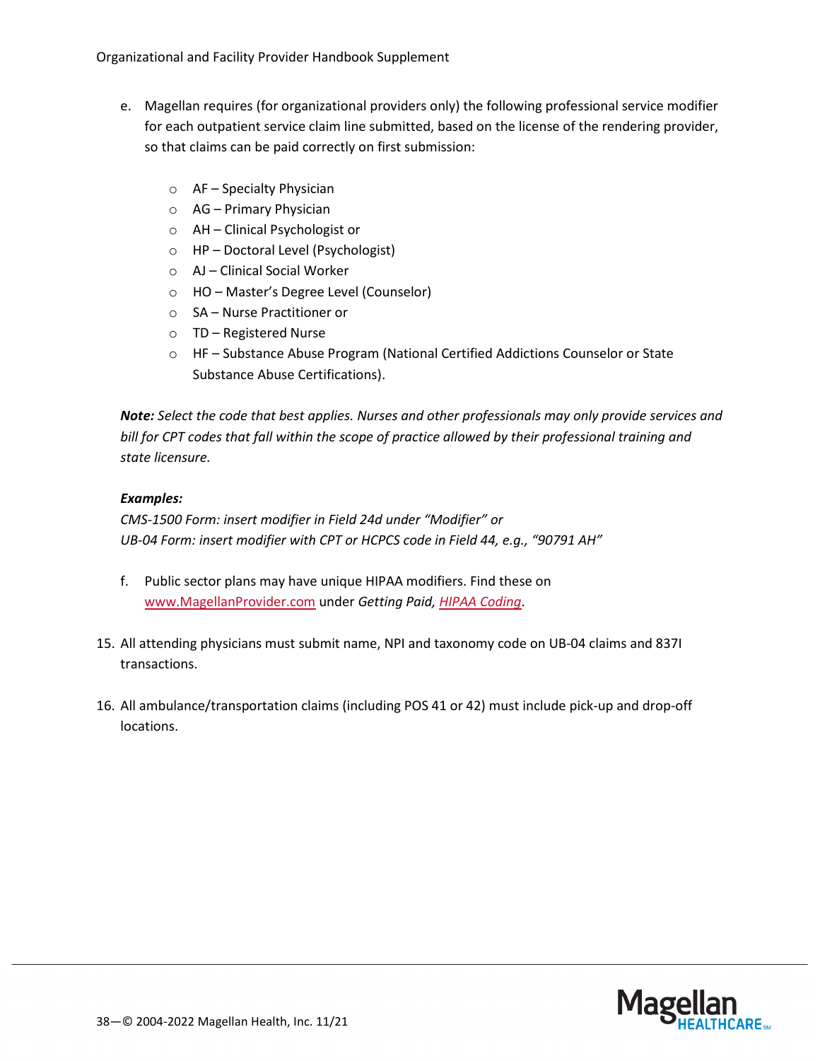e. Magellan requires (for organizational providers only) the following professional service modifier for each outpatient service claim line submitted, based on the license of the rendering provider, so that claims can be paid correctly on first submission:

   - AF – Specialty Physician
   - AG – Primary Physician
   - AH – Clinical Psychologist or
   - HP – Doctoral Level (Psychologist)
   - AJ – Clinical Social Worker
   - HO – Master's Degree Level (Counselor)
   - SA – Nurse Practitioner or
   - TD – Registered Nurse
   - HF – Substance Abuse Program (National Certified Addictions Counselor or State Substance Abuse Certifications).

   ***Note:*** *Select the code that best applies. Nurses and other professionals may only provide services and bill for CPT codes that fall within the scope of practice allowed by their professional training and state licensure.*

   ***Examples:***
   *CMS-1500 Form: insert modifier in Field 24d under "Modifier" or*
   *UB-04 Form: insert modifier with CPT or HCPCS code in Field 44, e.g., "90791 AH"*

f. Public sector plans may have unique HIPAA modifiers. Find these on www.MagellanProvider.com under *Getting Paid, HIPAA Coding*.

15. All attending physicians must submit name, NPI and taxonomy code on UB-04 claims and 837I transactions.

16. All ambulance/transportation claims (including POS 41 or 42) must include pick-up and drop-off locations.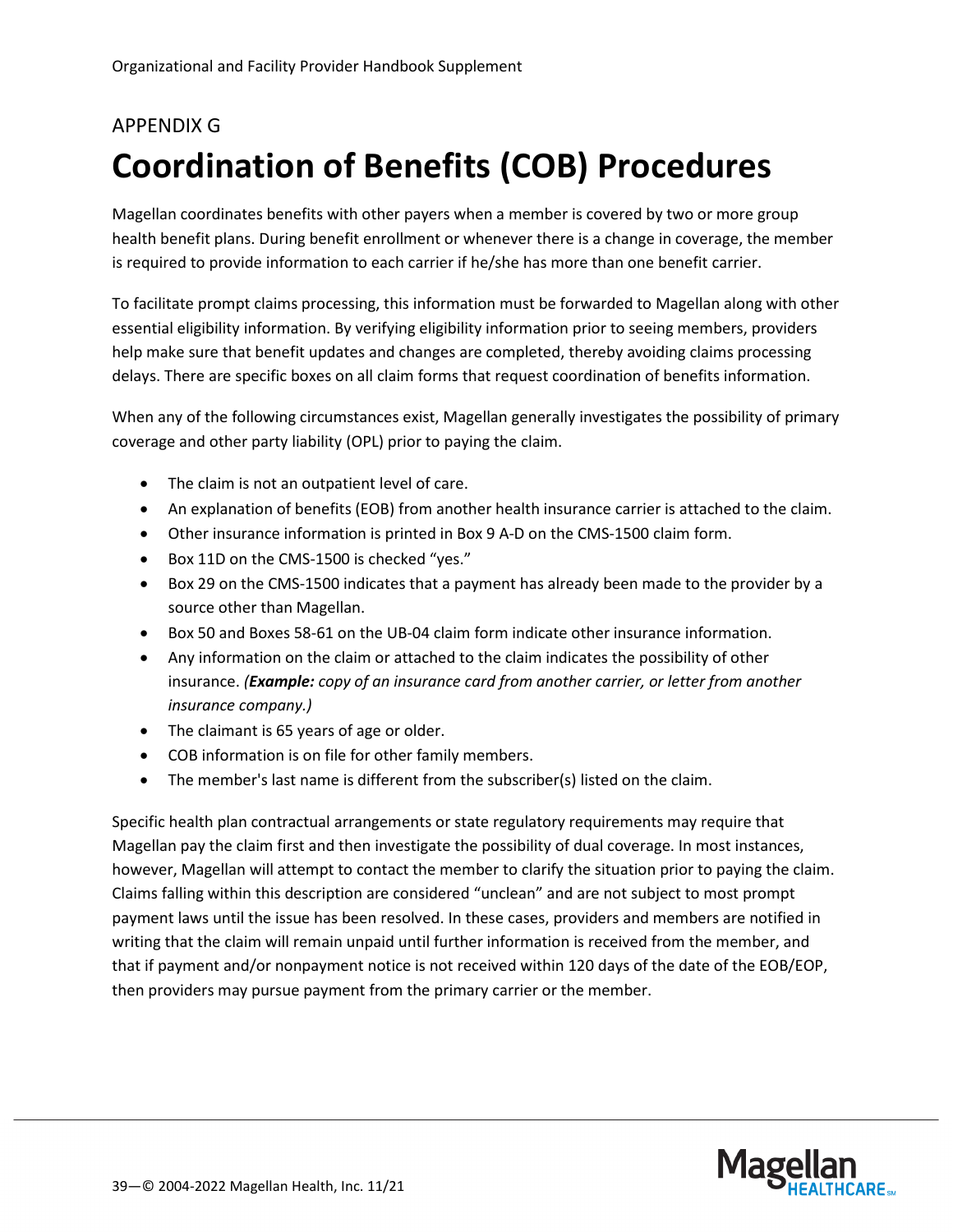APPENDIX G

# Coordination of Benefits (COB) Procedures

Magellan coordinates benefits with other payers when a member is covered by two or more group health benefit plans. During benefit enrollment or whenever there is a change in coverage, the member is required to provide information to each carrier if he/she has more than one benefit carrier.

To facilitate prompt claims processing, this information must be forwarded to Magellan along with other essential eligibility information. By verifying eligibility information prior to seeing members, providers help make sure that benefit updates and changes are completed, thereby avoiding claims processing delays. There are specific boxes on all claim forms that request coordination of benefits information.

When any of the following circumstances exist, Magellan generally investigates the possibility of primary coverage and other party liability (OPL) prior to paying the claim.

- The claim is not an outpatient level of care.
- An explanation of benefits (EOB) from another health insurance carrier is attached to the claim.
- Other insurance information is printed in Box 9 A-D on the CMS-1500 claim form.
- Box 11D on the CMS-1500 is checked "yes."
- Box 29 on the CMS-1500 indicates that a payment has already been made to the provider by a source other than Magellan.
- Box 50 and Boxes 58-61 on the UB-04 claim form indicate other insurance information.
- Any information on the claim or attached to the claim indicates the possibility of other insurance. *(**Example:** copy of an insurance card from another carrier, or letter from another insurance company.)*
- The claimant is 65 years of age or older.
- COB information is on file for other family members.
- The member's last name is different from the subscriber(s) listed on the claim.

Specific health plan contractual arrangements or state regulatory requirements may require that Magellan pay the claim first and then investigate the possibility of dual coverage. In most instances, however, Magellan will attempt to contact the member to clarify the situation prior to paying the claim. Claims falling within this description are considered "unclean" and are not subject to most prompt payment laws until the issue has been resolved. In these cases, providers and members are notified in writing that the claim will remain unpaid until further information is received from the member, and that if payment and/or nonpayment notice is not received within 120 days of the date of the EOB/EOP, then providers may pursue payment from the primary carrier or the member.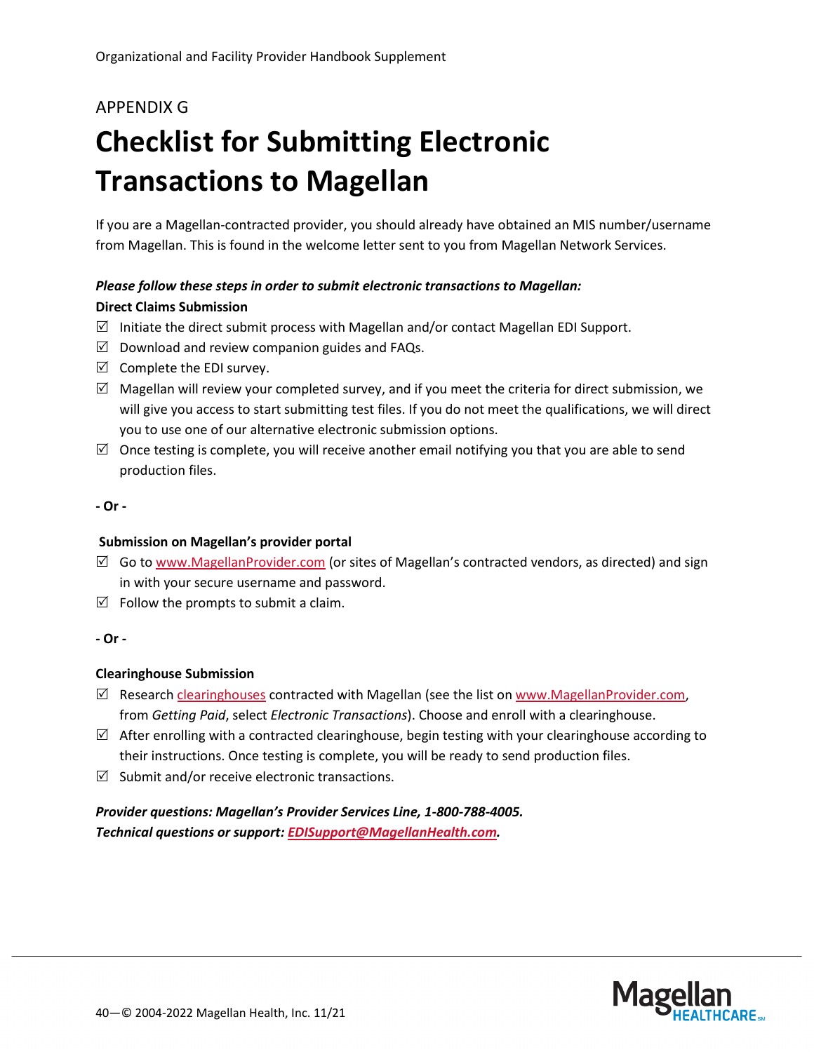APPENDIX G

# Checklist for Submitting Electronic Transactions to Magellan

If you are a Magellan-contracted provider, you should already have obtained an MIS number/username from Magellan. This is found in the welcome letter sent to you from Magellan Network Services.

***Please follow these steps in order to submit electronic transactions to Magellan:***

**Direct Claims Submission**

- ☑ Initiate the direct submit process with Magellan and/or contact Magellan EDI Support.
- ☑ Download and review companion guides and FAQs.
- ☑ Complete the EDI survey.
- ☑ Magellan will review your completed survey, and if you meet the criteria for direct submission, we will give you access to start submitting test files. If you do not meet the qualifications, we will direct you to use one of our alternative electronic submission options.
- ☑ Once testing is complete, you will receive another email notifying you that you are able to send production files.

**- Or -**

**Submission on Magellan's provider portal**

- ☑ Go to www.MagellanProvider.com (or sites of Magellan's contracted vendors, as directed) and sign in with your secure username and password.
- ☑ Follow the prompts to submit a claim.

**- Or -**

**Clearinghouse Submission**

- ☑ Research clearinghouses contracted with Magellan (see the list on www.MagellanProvider.com, from *Getting Paid*, select *Electronic Transactions*). Choose and enroll with a clearinghouse.
- ☑ After enrolling with a contracted clearinghouse, begin testing with your clearinghouse according to their instructions. Once testing is complete, you will be ready to send production files.
- ☑ Submit and/or receive electronic transactions.

***Provider questions: Magellan's Provider Services Line, 1-800-788-4005.***
***Technical questions or support: EDISupport@MagellanHealth.com.***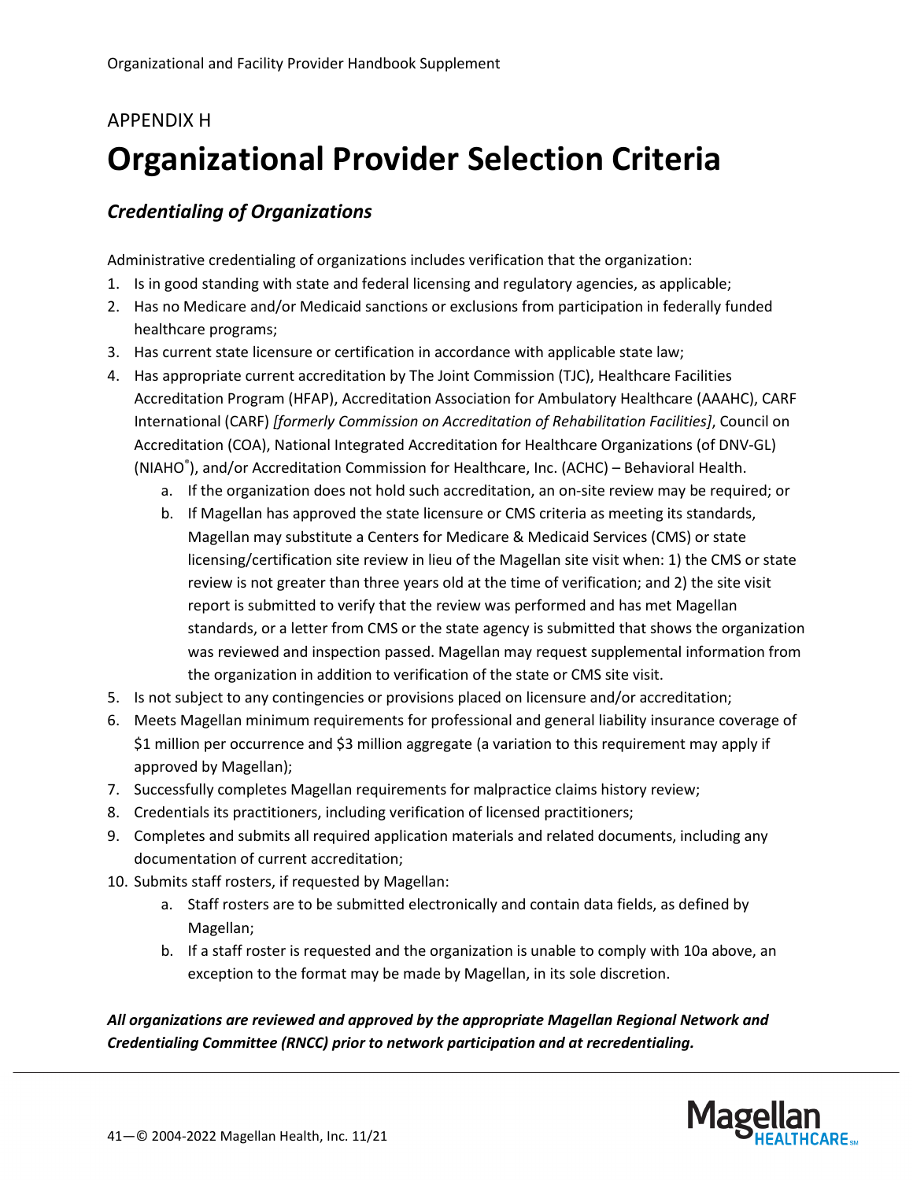APPENDIX H

# Organizational Provider Selection Criteria

## *Credentialing of Organizations*

Administrative credentialing of organizations includes verification that the organization:

1. Is in good standing with state and federal licensing and regulatory agencies, as applicable;
2. Has no Medicare and/or Medicaid sanctions or exclusions from participation in federally funded healthcare programs;
3. Has current state licensure or certification in accordance with applicable state law;
4. Has appropriate current accreditation by The Joint Commission (TJC), Healthcare Facilities Accreditation Program (HFAP), Accreditation Association for Ambulatory Healthcare (AAAHC), CARF International (CARF) *[formerly Commission on Accreditation of Rehabilitation Facilities]*, Council on Accreditation (COA), National Integrated Accreditation for Healthcare Organizations (of DNV-GL) (NIAHO®), and/or Accreditation Commission for Healthcare, Inc. (ACHC) – Behavioral Health.
    a. If the organization does not hold such accreditation, an on-site review may be required; or
    b. If Magellan has approved the state licensure or CMS criteria as meeting its standards, Magellan may substitute a Centers for Medicare & Medicaid Services (CMS) or state licensing/certification site review in lieu of the Magellan site visit when: 1) the CMS or state review is not greater than three years old at the time of verification; and 2) the site visit report is submitted to verify that the review was performed and has met Magellan standards, or a letter from CMS or the state agency is submitted that shows the organization was reviewed and inspection passed. Magellan may request supplemental information from the organization in addition to verification of the state or CMS site visit.
5. Is not subject to any contingencies or provisions placed on licensure and/or accreditation;
6. Meets Magellan minimum requirements for professional and general liability insurance coverage of $1 million per occurrence and $3 million aggregate (a variation to this requirement may apply if approved by Magellan);
7. Successfully completes Magellan requirements for malpractice claims history review;
8. Credentials its practitioners, including verification of licensed practitioners;
9. Completes and submits all required application materials and related documents, including any documentation of current accreditation;
10. Submits staff rosters, if requested by Magellan:
    a. Staff rosters are to be submitted electronically and contain data fields, as defined by Magellan;
    b. If a staff roster is requested and the organization is unable to comply with 10a above, an exception to the format may be made by Magellan, in its sole discretion.

***All organizations are reviewed and approved by the appropriate Magellan Regional Network and Credentialing Committee (RNCC) prior to network participation and at recredentialing.***